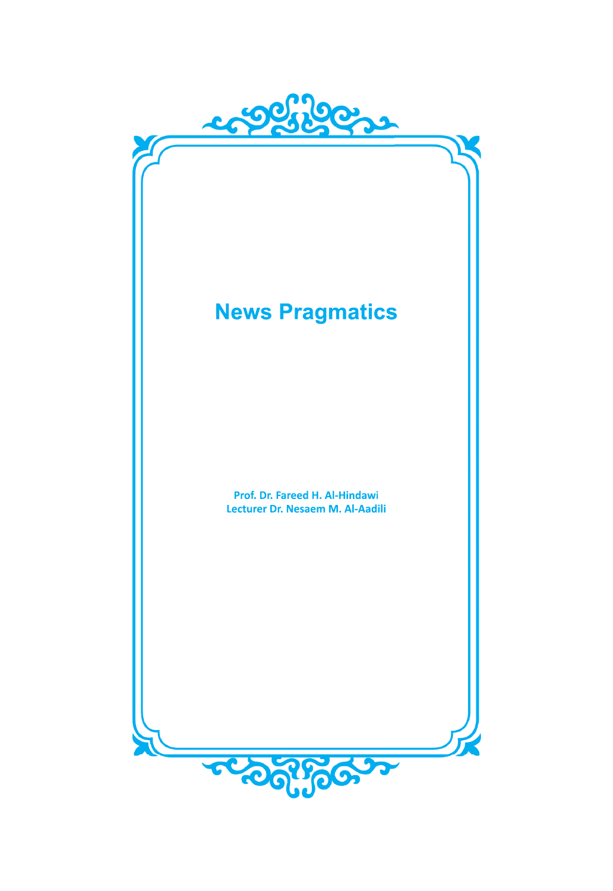# News Pragmatics

**Prof. Dr. Fareed H. Al-Hindawi**
**Lecturer Dr. Nesaem M. Al-Aadili**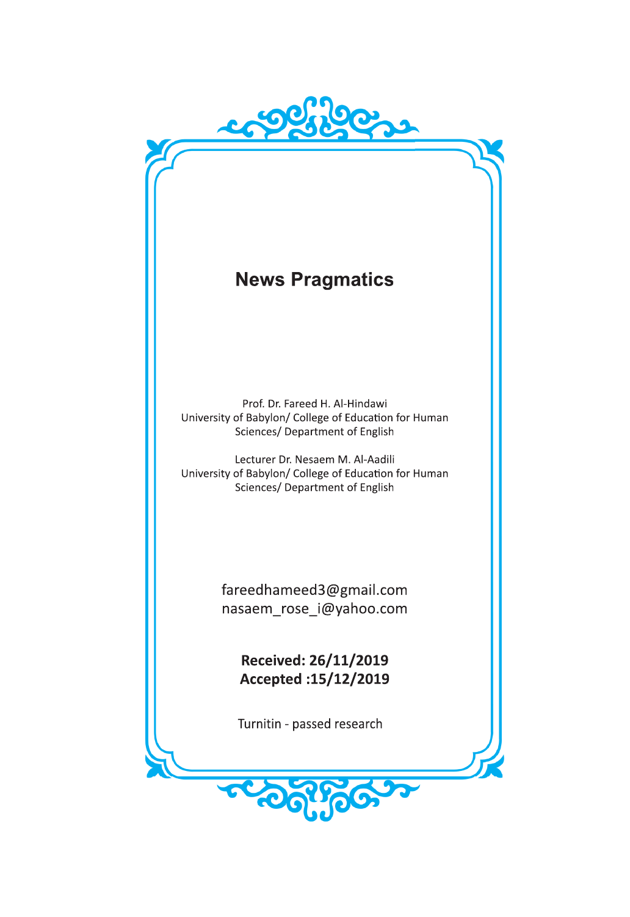# News Pragmatics

Prof. Dr. Fareed H. Al-Hindawi
University of Babylon/ College of Education for Human Sciences/ Department of English

Lecturer Dr. Nesaem M. Al-Aadili
University of Babylon/ College of Education for Human Sciences/ Department of English

fareedhameed3@gmail.com
nasaem_rose_i@yahoo.com

**Received: 26/11/2019**
**Accepted :15/12/2019**

Turnitin - passed research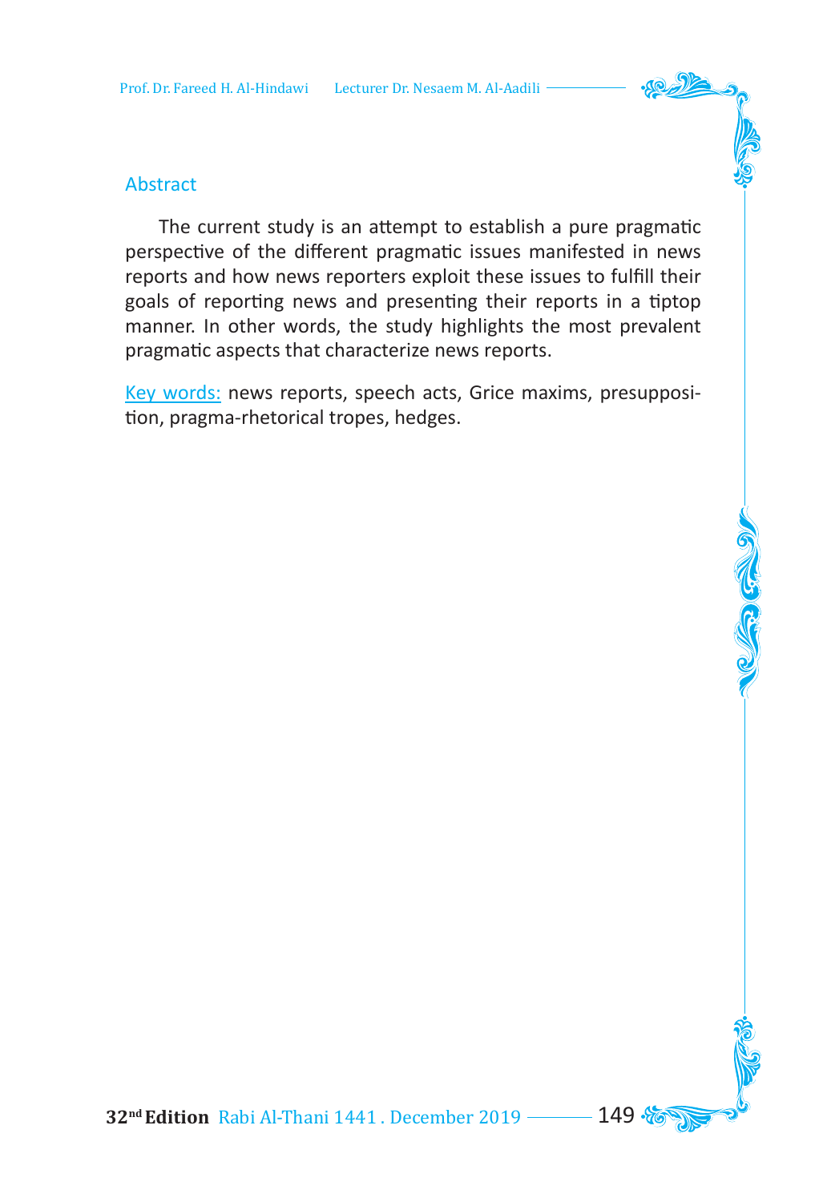## Abstract

The current study is an attempt to establish a pure pragmatic perspective of the different pragmatic issues manifested in news reports and how news reporters exploit these issues to fulfill their goals of reporting news and presenting their reports in a tiptop manner. In other words, the study highlights the most prevalent pragmatic aspects that characterize news reports.

Key words: news reports, speech acts, Grice maxims, presupposition, pragma-rhetorical tropes, hedges.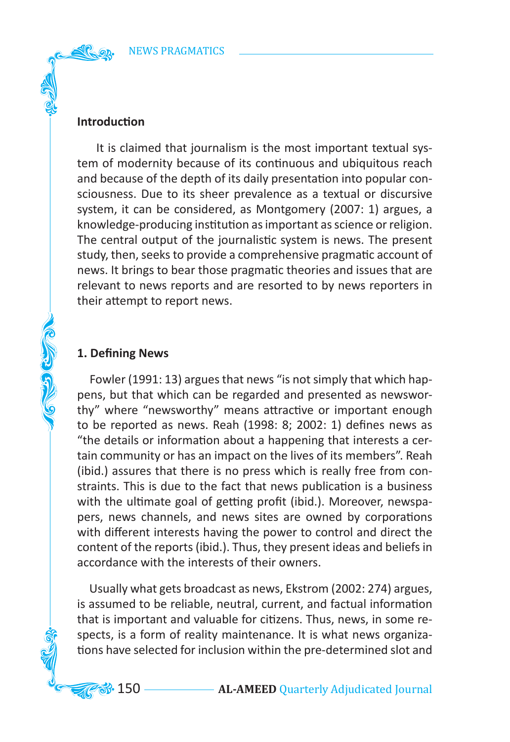## Introduction

It is claimed that journalism is the most important textual system of modernity because of its continuous and ubiquitous reach and because of the depth of its daily presentation into popular consciousness. Due to its sheer prevalence as a textual or discursive system, it can be considered, as Montgomery (2007: 1) argues, a knowledge-producing institution as important as science or religion. The central output of the journalistic system is news. The present study, then, seeks to provide a comprehensive pragmatic account of news. It brings to bear those pragmatic theories and issues that are relevant to news reports and are resorted to by news reporters in their attempt to report news.

## 1. Defining News

Fowler (1991: 13) argues that news "is not simply that which happens, but that which can be regarded and presented as newsworthy" where "newsworthy" means attractive or important enough to be reported as news. Reah (1998: 8; 2002: 1) defines news as "the details or information about a happening that interests a certain community or has an impact on the lives of its members". Reah (ibid.) assures that there is no press which is really free from constraints. This is due to the fact that news publication is a business with the ultimate goal of getting profit (ibid.). Moreover, newspapers, news channels, and news sites are owned by corporations with different interests having the power to control and direct the content of the reports (ibid.). Thus, they present ideas and beliefs in accordance with the interests of their owners.

Usually what gets broadcast as news, Ekstrom (2002: 274) argues, is assumed to be reliable, neutral, current, and factual information that is important and valuable for citizens. Thus, news, in some respects, is a form of reality maintenance. It is what news organizations have selected for inclusion within the pre-determined slot and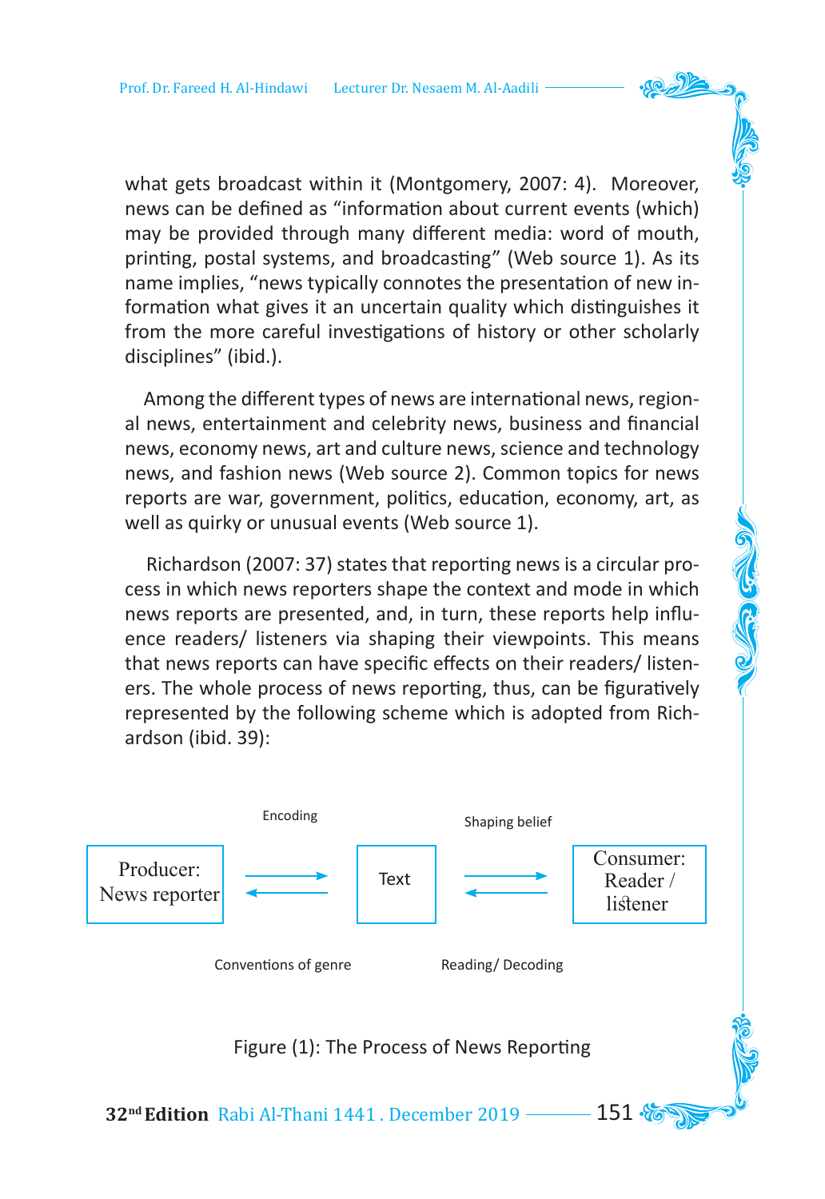what gets broadcast within it (Montgomery, 2007: 4). Moreover, news can be defined as "information about current events (which) may be provided through many different media: word of mouth, printing, postal systems, and broadcasting" (Web source 1). As its name implies, "news typically connotes the presentation of new information what gives it an uncertain quality which distinguishes it from the more careful investigations of history or other scholarly disciplines" (ibid.).

Among the different types of news are international news, regional news, entertainment and celebrity news, business and financial news, economy news, art and culture news, science and technology news, and fashion news (Web source 2). Common topics for news reports are war, government, politics, education, economy, art, as well as quirky or unusual events (Web source 1).

Richardson (2007: 37) states that reporting news is a circular process in which news reporters shape the context and mode in which news reports are presented, and, in turn, these reports help influence readers/ listeners via shaping their viewpoints. This means that news reports can have specific effects on their readers/ listeners. The whole process of news reporting, thus, can be figuratively represented by the following scheme which is adopted from Richardson (ibid. 39):

| Producer: News reporter | Encoding → / ← Conventions of genre | Text | Shaping belief → / ← Reading/ Decoding | Consumer: Reader / listener |
|---|---|---|---|---|

Figure (1): The Process of News Reporting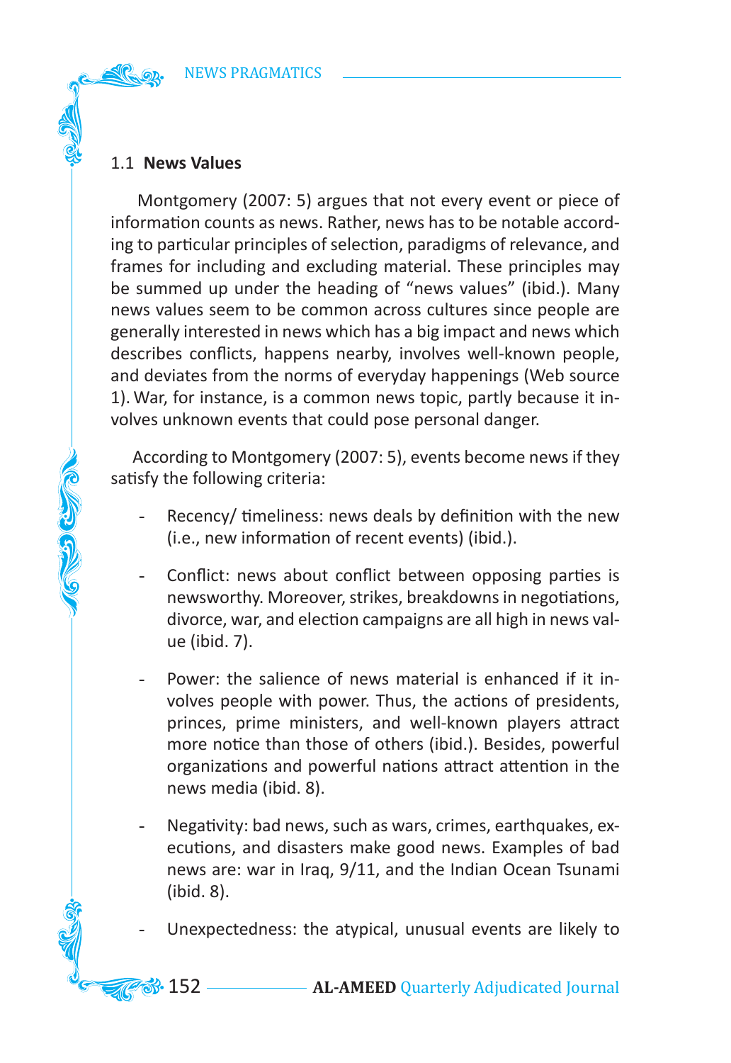## 1.1 **News Values**

Montgomery (2007: 5) argues that not every event or piece of information counts as news. Rather, news has to be notable according to particular principles of selection, paradigms of relevance, and frames for including and excluding material. These principles may be summed up under the heading of “news values” (ibid.). Many news values seem to be common across cultures since people are generally interested in news which has a big impact and news which describes conflicts, happens nearby, involves well-known people, and deviates from the norms of everyday happenings (Web source 1). War, for instance, is a common news topic, partly because it involves unknown events that could pose personal danger.

According to Montgomery (2007: 5), events become news if they satisfy the following criteria:

- Recency/ timeliness: news deals by definition with the new (i.e., new information of recent events) (ibid.).
- Conflict: news about conflict between opposing parties is newsworthy. Moreover, strikes, breakdowns in negotiations, divorce, war, and election campaigns are all high in news value (ibid. 7).
- Power: the salience of news material is enhanced if it involves people with power. Thus, the actions of presidents, princes, prime ministers, and well-known players attract more notice than those of others (ibid.). Besides, powerful organizations and powerful nations attract attention in the news media (ibid. 8).
- Negativity: bad news, such as wars, crimes, earthquakes, executions, and disasters make good news. Examples of bad news are: war in Iraq, 9/11, and the Indian Ocean Tsunami (ibid. 8).
- Unexpectedness: the atypical, unusual events are likely to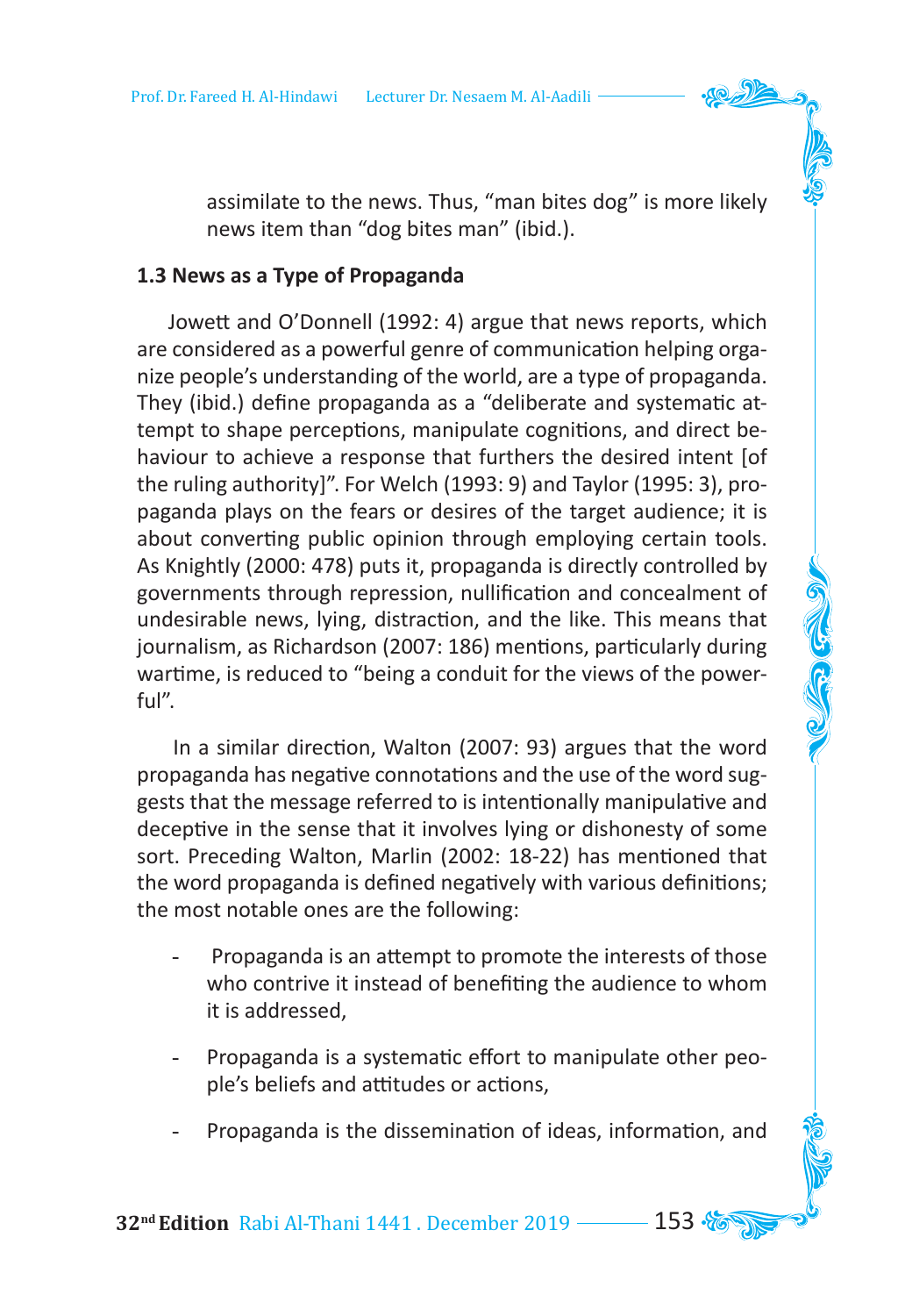assimilate to the news. Thus, "man bites dog" is more likely news item than "dog bites man" (ibid.).

### 1.3 News as a Type of Propaganda

Jowett and O'Donnell (1992: 4) argue that news reports, which are considered as a powerful genre of communication helping organize people's understanding of the world, are a type of propaganda. They (ibid.) define propaganda as a "deliberate and systematic attempt to shape perceptions, manipulate cognitions, and direct behaviour to achieve a response that furthers the desired intent [of the ruling authority]". For Welch (1993: 9) and Taylor (1995: 3), propaganda plays on the fears or desires of the target audience; it is about converting public opinion through employing certain tools. As Knightly (2000: 478) puts it, propaganda is directly controlled by governments through repression, nullification and concealment of undesirable news, lying, distraction, and the like. This means that journalism, as Richardson (2007: 186) mentions, particularly during wartime, is reduced to "being a conduit for the views of the powerful".

In a similar direction, Walton (2007: 93) argues that the word propaganda has negative connotations and the use of the word suggests that the message referred to is intentionally manipulative and deceptive in the sense that it involves lying or dishonesty of some sort. Preceding Walton, Marlin (2002: 18-22) has mentioned that the word propaganda is defined negatively with various definitions; the most notable ones are the following:

- Propaganda is an attempt to promote the interests of those who contrive it instead of benefiting the audience to whom it is addressed,
- Propaganda is a systematic effort to manipulate other people's beliefs and attitudes or actions,
- Propaganda is the dissemination of ideas, information, and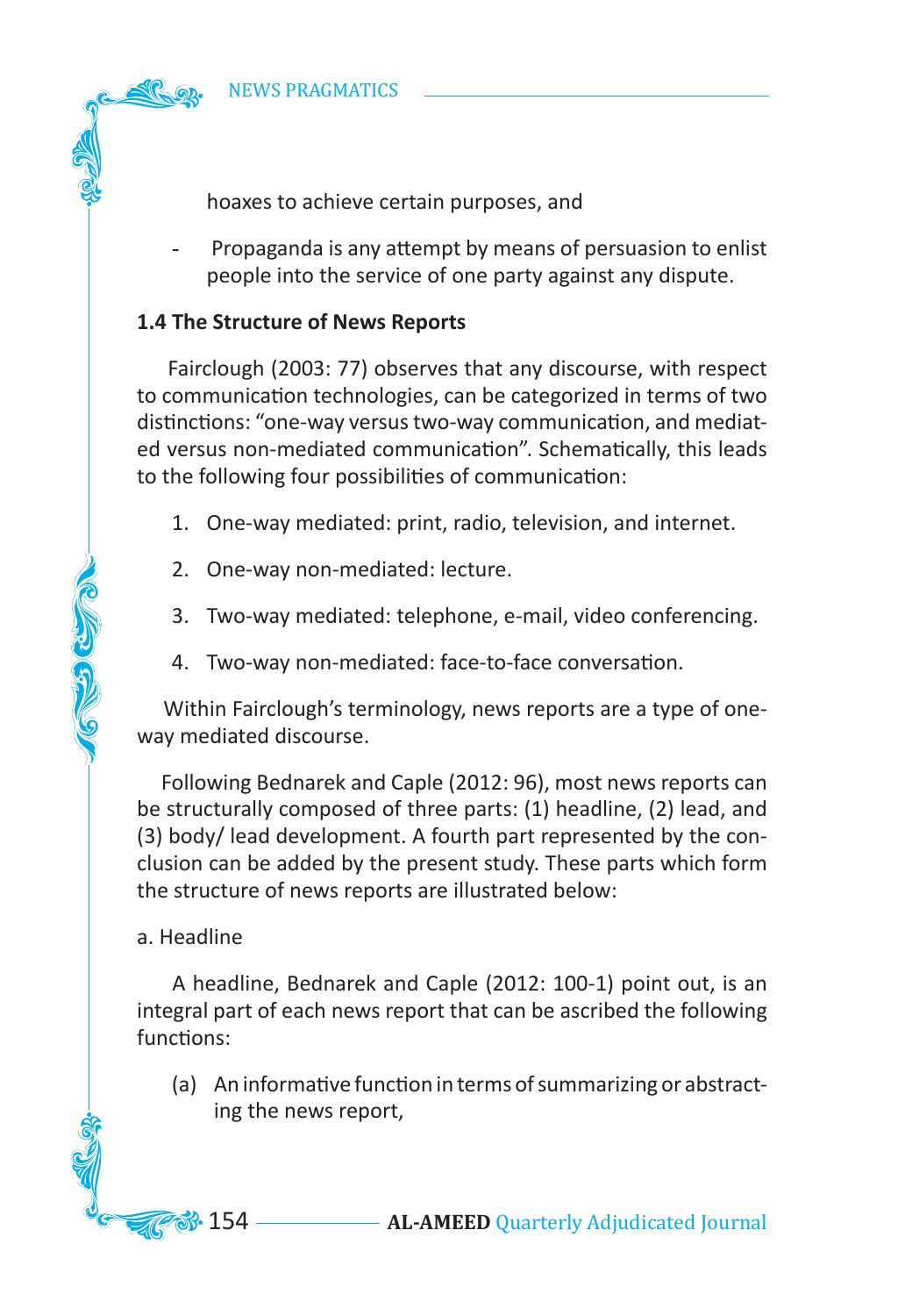hoaxes to achieve certain purposes, and

- Propaganda is any attempt by means of persuasion to enlist people into the service of one party against any dispute.

### 1.4 The Structure of News Reports

Fairclough (2003: 77) observes that any discourse, with respect to communication technologies, can be categorized in terms of two distinctions: "one-way versus two-way communication, and mediated versus non-mediated communication". Schematically, this leads to the following four possibilities of communication:

1. One-way mediated: print, radio, television, and internet.
2. One-way non-mediated: lecture.
3. Two-way mediated: telephone, e-mail, video conferencing.
4. Two-way non-mediated: face-to-face conversation.

Within Fairclough's terminology, news reports are a type of one-way mediated discourse.

Following Bednarek and Caple (2012: 96), most news reports can be structurally composed of three parts: (1) headline, (2) lead, and (3) body/ lead development. A fourth part represented by the conclusion can be added by the present study. These parts which form the structure of news reports are illustrated below:

a. Headline

A headline, Bednarek and Caple (2012: 100-1) point out, is an integral part of each news report that can be ascribed the following functions:

(a) An informative function in terms of summarizing or abstracting the news report,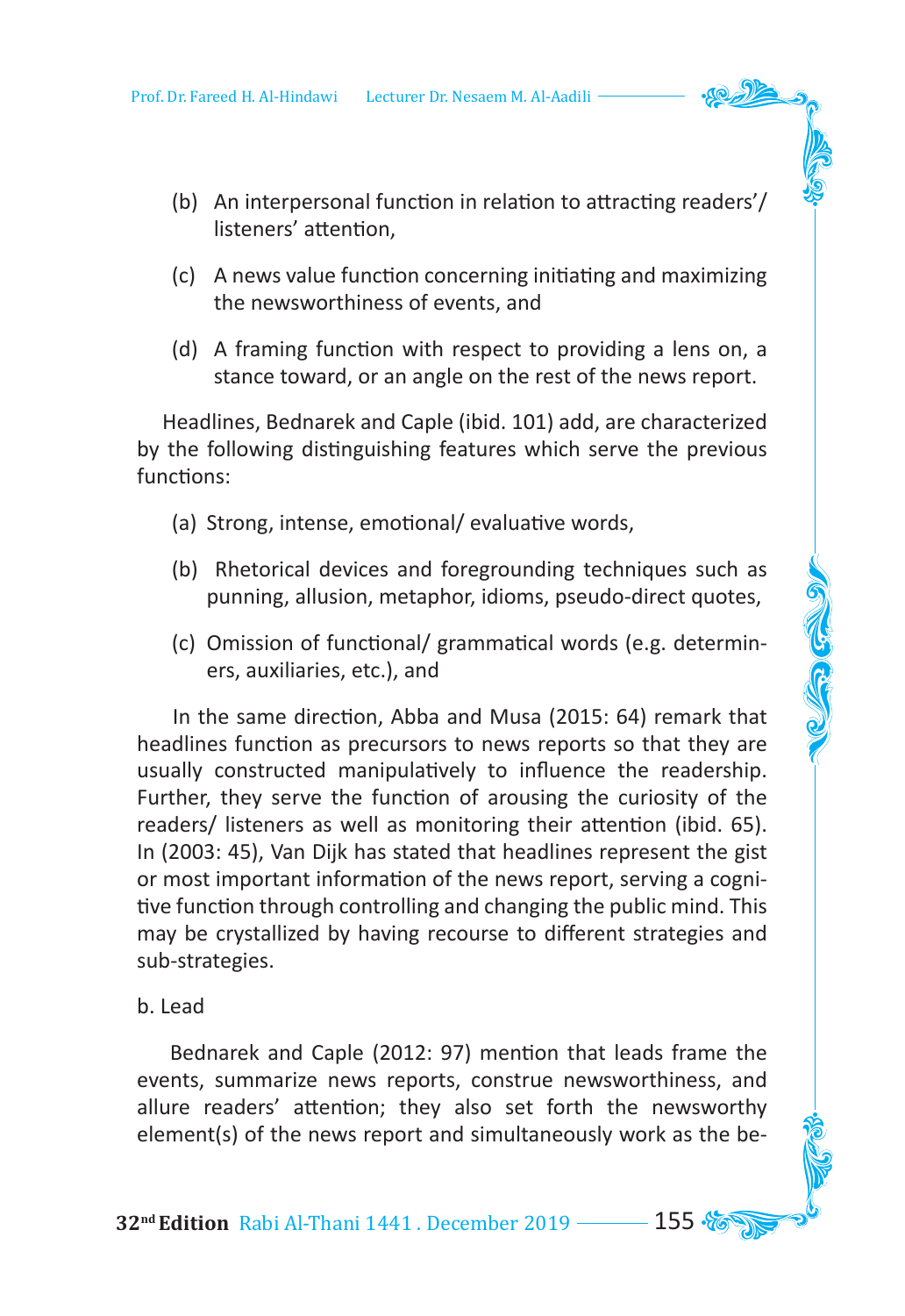(b) An interpersonal function in relation to attracting readers'/ listeners' attention,

(c) A news value function concerning initiating and maximizing the newsworthiness of events, and

(d) A framing function with respect to providing a lens on, a stance toward, or an angle on the rest of the news report.

Headlines, Bednarek and Caple (ibid. 101) add, are characterized by the following distinguishing features which serve the previous functions:

(a) Strong, intense, emotional/ evaluative words,

(b) Rhetorical devices and foregrounding techniques such as punning, allusion, metaphor, idioms, pseudo-direct quotes,

(c) Omission of functional/ grammatical words (e.g. determiners, auxiliaries, etc.), and

In the same direction, Abba and Musa (2015: 64) remark that headlines function as precursors to news reports so that they are usually constructed manipulatively to influence the readership. Further, they serve the function of arousing the curiosity of the readers/ listeners as well as monitoring their attention (ibid. 65). In (2003: 45), Van Dijk has stated that headlines represent the gist or most important information of the news report, serving a cognitive function through controlling and changing the public mind. This may be crystallized by having recourse to different strategies and sub-strategies.

b. Lead

Bednarek and Caple (2012: 97) mention that leads frame the events, summarize news reports, construe newsworthiness, and allure readers' attention; they also set forth the newsworthy element(s) of the news report and simultaneously work as the be-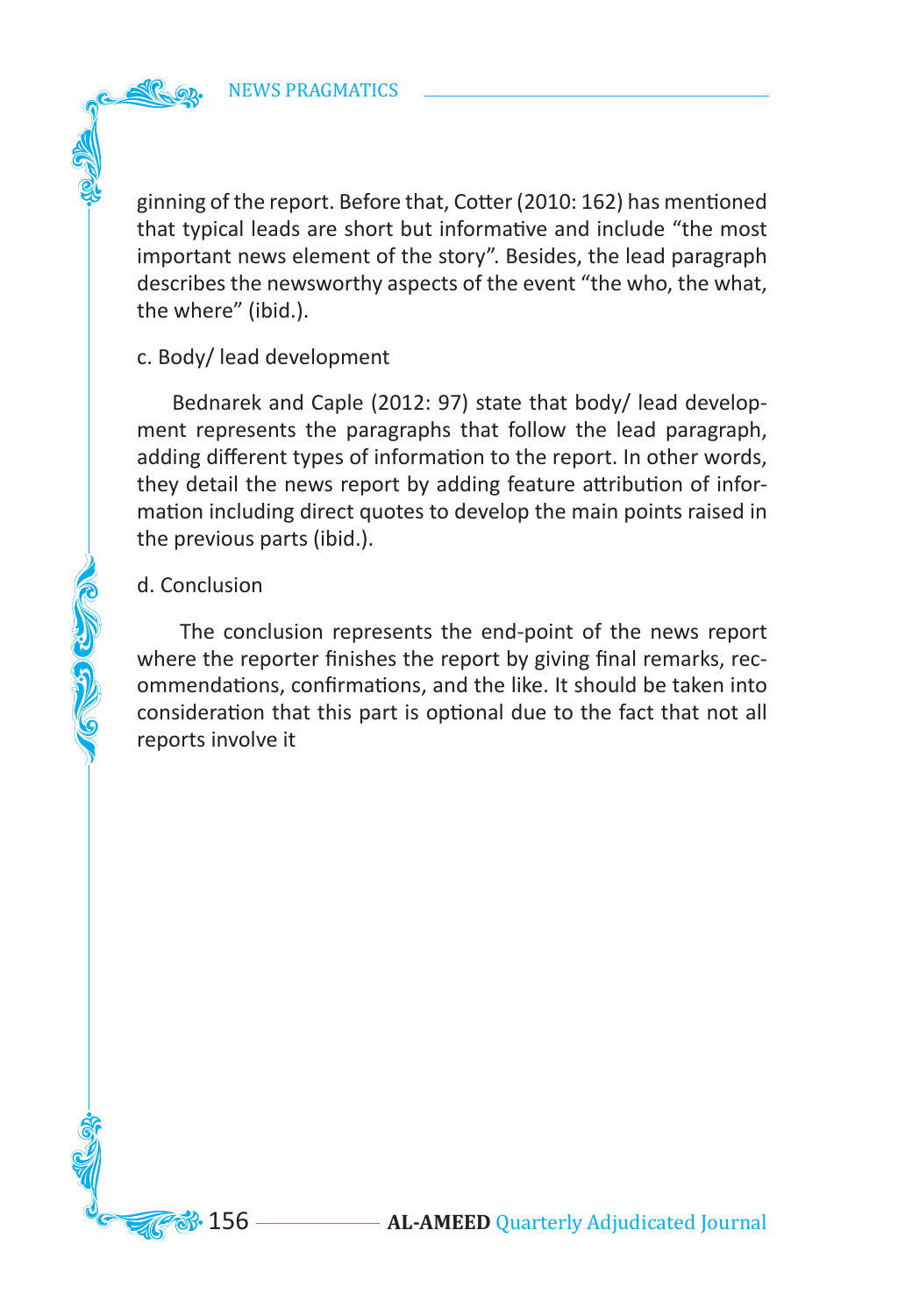ginning of the report. Before that, Cotter (2010: 162) has mentioned that typical leads are short but informative and include “the most important news element of the story”. Besides, the lead paragraph describes the newsworthy aspects of the event “the who, the what, the where” (ibid.).

c. Body/ lead development

Bednarek and Caple (2012: 97) state that body/ lead development represents the paragraphs that follow the lead paragraph, adding different types of information to the report. In other words, they detail the news report by adding feature attribution of information including direct quotes to develop the main points raised in the previous parts (ibid.).

d. Conclusion

The conclusion represents the end-point of the news report where the reporter finishes the report by giving final remarks, recommendations, confirmations, and the like. It should be taken into consideration that this part is optional due to the fact that not all reports involve it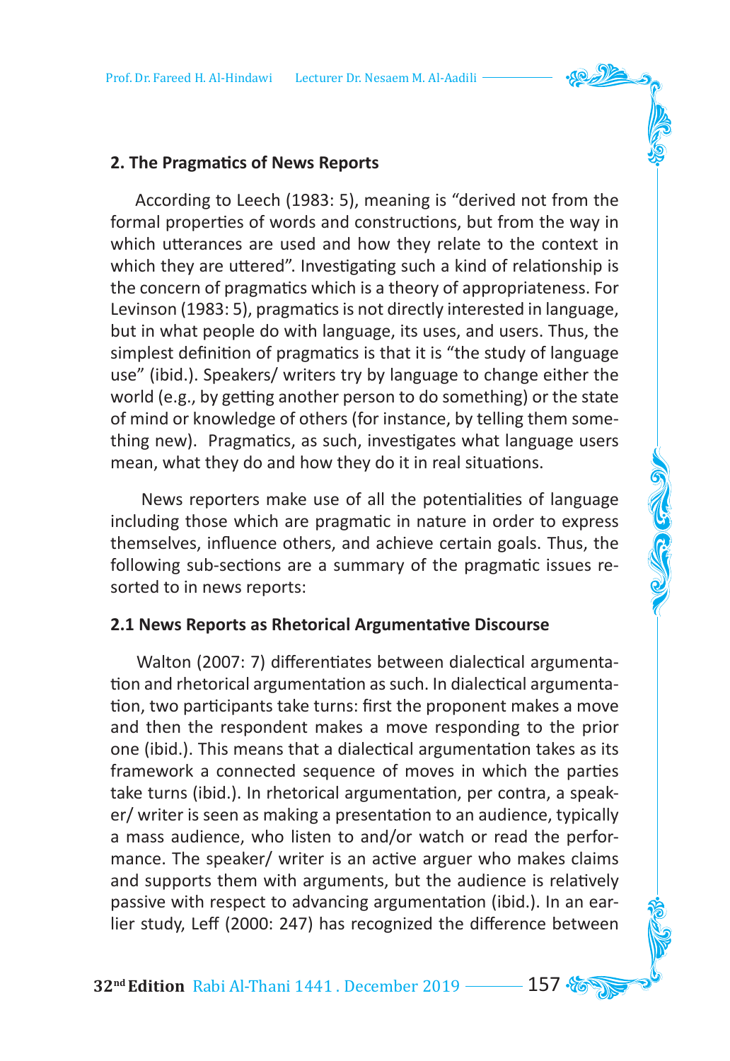## 2. The Pragmatics of News Reports

According to Leech (1983: 5), meaning is "derived not from the formal properties of words and constructions, but from the way in which utterances are used and how they relate to the context in which they are uttered". Investigating such a kind of relationship is the concern of pragmatics which is a theory of appropriateness. For Levinson (1983: 5), pragmatics is not directly interested in language, but in what people do with language, its uses, and users. Thus, the simplest definition of pragmatics is that it is "the study of language use" (ibid.). Speakers/ writers try by language to change either the world (e.g., by getting another person to do something) or the state of mind or knowledge of others (for instance, by telling them something new). Pragmatics, as such, investigates what language users mean, what they do and how they do it in real situations.

News reporters make use of all the potentialities of language including those which are pragmatic in nature in order to express themselves, influence others, and achieve certain goals. Thus, the following sub-sections are a summary of the pragmatic issues resorted to in news reports:

### 2.1 News Reports as Rhetorical Argumentative Discourse

Walton (2007: 7) differentiates between dialectical argumentation and rhetorical argumentation as such. In dialectical argumentation, two participants take turns: first the proponent makes a move and then the respondent makes a move responding to the prior one (ibid.). This means that a dialectical argumentation takes as its framework a connected sequence of moves in which the parties take turns (ibid.). In rhetorical argumentation, per contra, a speaker/ writer is seen as making a presentation to an audience, typically a mass audience, who listen to and/or watch or read the performance. The speaker/ writer is an active arguer who makes claims and supports them with arguments, but the audience is relatively passive with respect to advancing argumentation (ibid.). In an earlier study, Leff (2000: 247) has recognized the difference between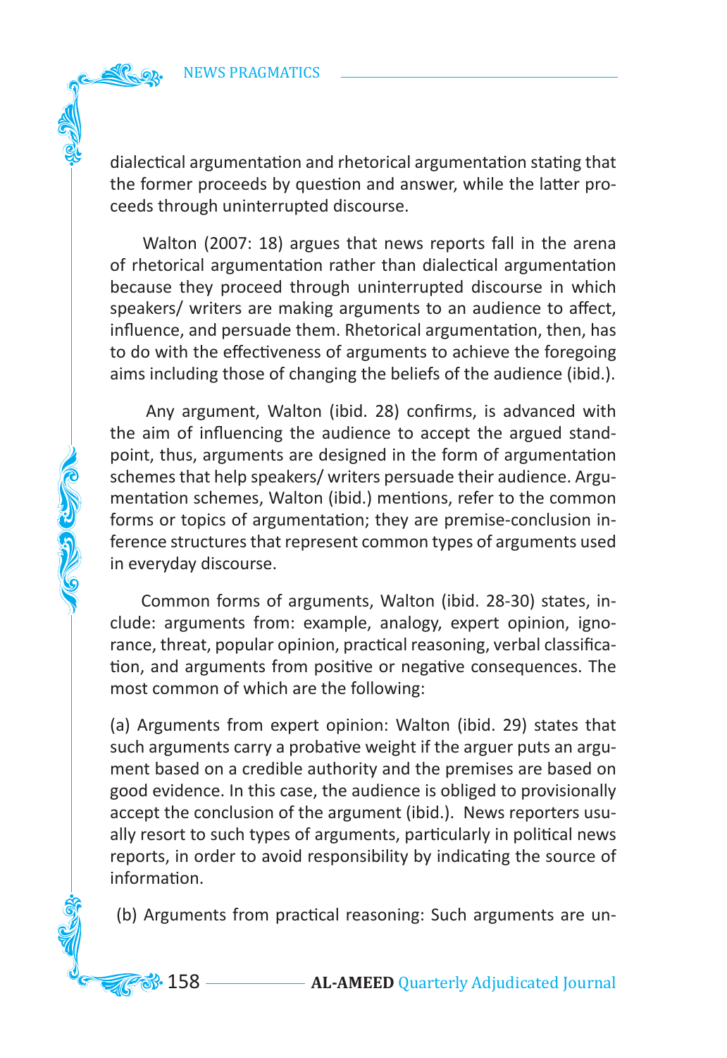dialectical argumentation and rhetorical argumentation stating that the former proceeds by question and answer, while the latter proceeds through uninterrupted discourse.

Walton (2007: 18) argues that news reports fall in the arena of rhetorical argumentation rather than dialectical argumentation because they proceed through uninterrupted discourse in which speakers/ writers are making arguments to an audience to affect, influence, and persuade them. Rhetorical argumentation, then, has to do with the effectiveness of arguments to achieve the foregoing aims including those of changing the beliefs of the audience (ibid.).

Any argument, Walton (ibid. 28) confirms, is advanced with the aim of influencing the audience to accept the argued standpoint, thus, arguments are designed in the form of argumentation schemes that help speakers/ writers persuade their audience. Argumentation schemes, Walton (ibid.) mentions, refer to the common forms or topics of argumentation; they are premise-conclusion inference structures that represent common types of arguments used in everyday discourse.

Common forms of arguments, Walton (ibid. 28-30) states, include: arguments from: example, analogy, expert opinion, ignorance, threat, popular opinion, practical reasoning, verbal classification, and arguments from positive or negative consequences. The most common of which are the following:

(a) Arguments from expert opinion: Walton (ibid. 29) states that such arguments carry a probative weight if the arguer puts an argument based on a credible authority and the premises are based on good evidence. In this case, the audience is obliged to provisionally accept the conclusion of the argument (ibid.). News reporters usually resort to such types of arguments, particularly in political news reports, in order to avoid responsibility by indicating the source of information.

(b) Arguments from practical reasoning: Such arguments are un-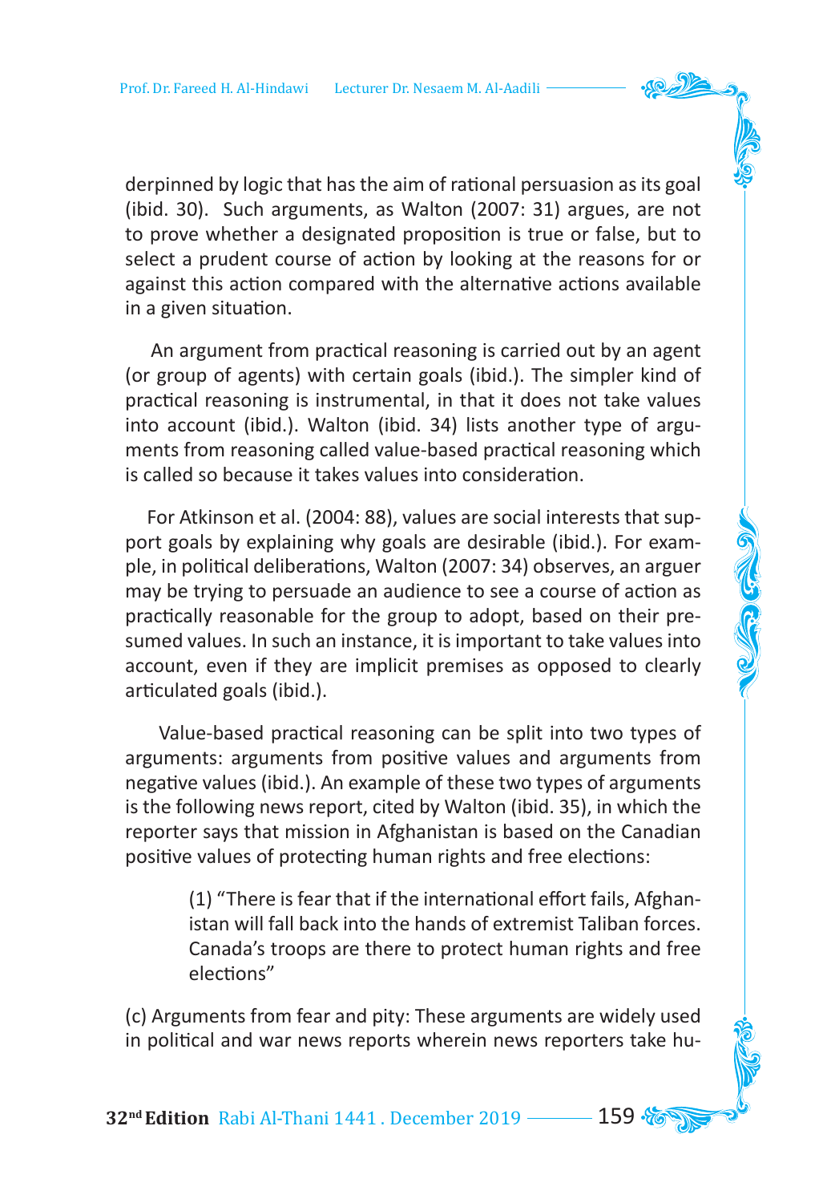derpinned by logic that has the aim of rational persuasion as its goal (ibid. 30). Such arguments, as Walton (2007: 31) argues, are not to prove whether a designated proposition is true or false, but to select a prudent course of action by looking at the reasons for or against this action compared with the alternative actions available in a given situation.

An argument from practical reasoning is carried out by an agent (or group of agents) with certain goals (ibid.). The simpler kind of practical reasoning is instrumental, in that it does not take values into account (ibid.). Walton (ibid. 34) lists another type of arguments from reasoning called value-based practical reasoning which is called so because it takes values into consideration.

For Atkinson et al. (2004: 88), values are social interests that support goals by explaining why goals are desirable (ibid.). For example, in political deliberations, Walton (2007: 34) observes, an arguer may be trying to persuade an audience to see a course of action as practically reasonable for the group to adopt, based on their presumed values. In such an instance, it is important to take values into account, even if they are implicit premises as opposed to clearly articulated goals (ibid.).

Value-based practical reasoning can be split into two types of arguments: arguments from positive values and arguments from negative values (ibid.). An example of these two types of arguments is the following news report, cited by Walton (ibid. 35), in which the reporter says that mission in Afghanistan is based on the Canadian positive values of protecting human rights and free elections:

> (1) "There is fear that if the international effort fails, Afghanistan will fall back into the hands of extremist Taliban forces. Canada's troops are there to protect human rights and free elections"

(c) Arguments from fear and pity: These arguments are widely used in political and war news reports wherein news reporters take hu-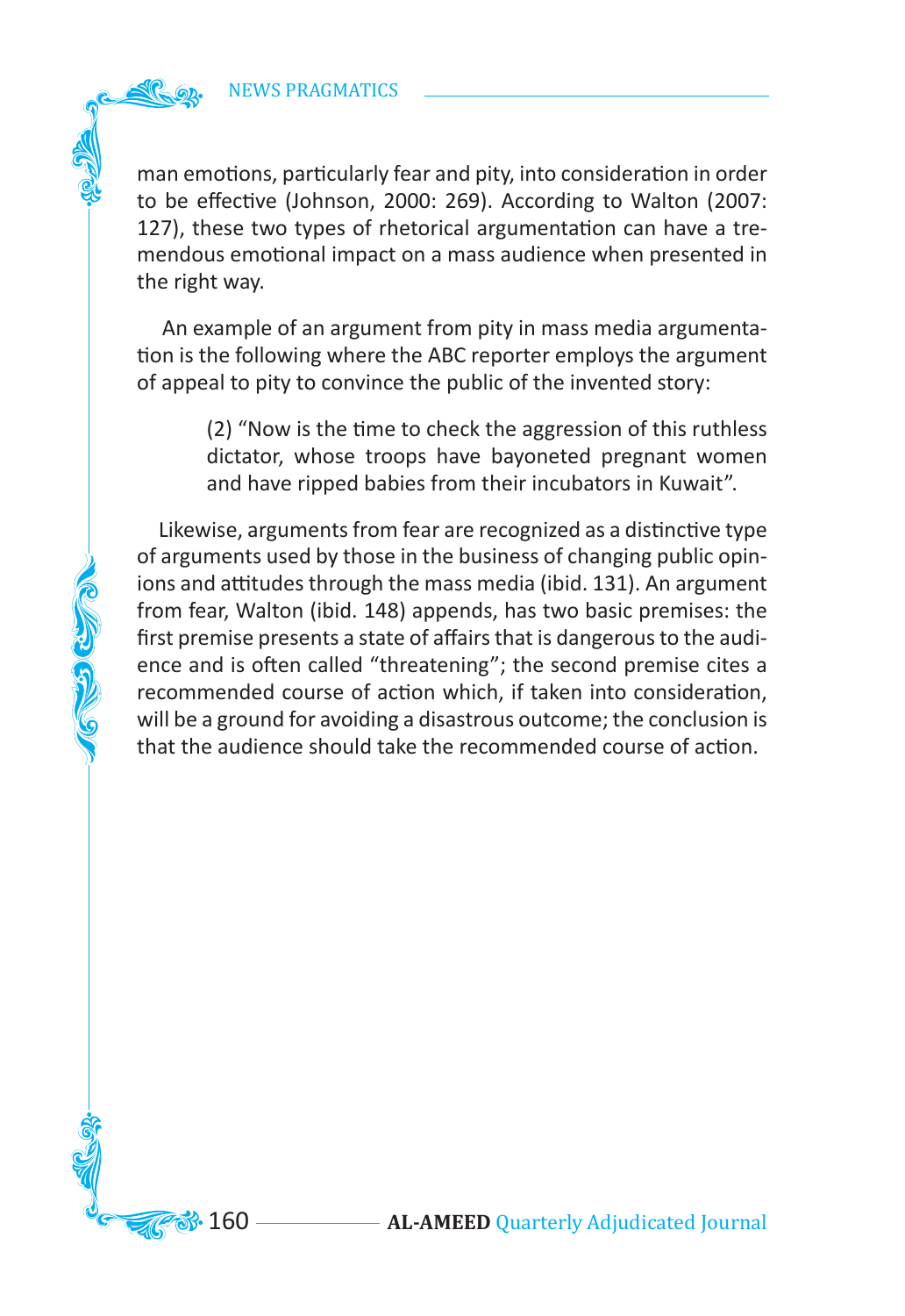man emotions, particularly fear and pity, into consideration in order to be effective (Johnson, 2000: 269). According to Walton (2007: 127), these two types of rhetorical argumentation can have a tremendous emotional impact on a mass audience when presented in the right way.

An example of an argument from pity in mass media argumentation is the following where the ABC reporter employs the argument of appeal to pity to convince the public of the invented story:

> (2) "Now is the time to check the aggression of this ruthless dictator, whose troops have bayoneted pregnant women and have ripped babies from their incubators in Kuwait".

Likewise, arguments from fear are recognized as a distinctive type of arguments used by those in the business of changing public opinions and attitudes through the mass media (ibid. 131). An argument from fear, Walton (ibid. 148) appends, has two basic premises: the first premise presents a state of affairs that is dangerous to the audience and is often called "threatening"; the second premise cites a recommended course of action which, if taken into consideration, will be a ground for avoiding a disastrous outcome; the conclusion is that the audience should take the recommended course of action.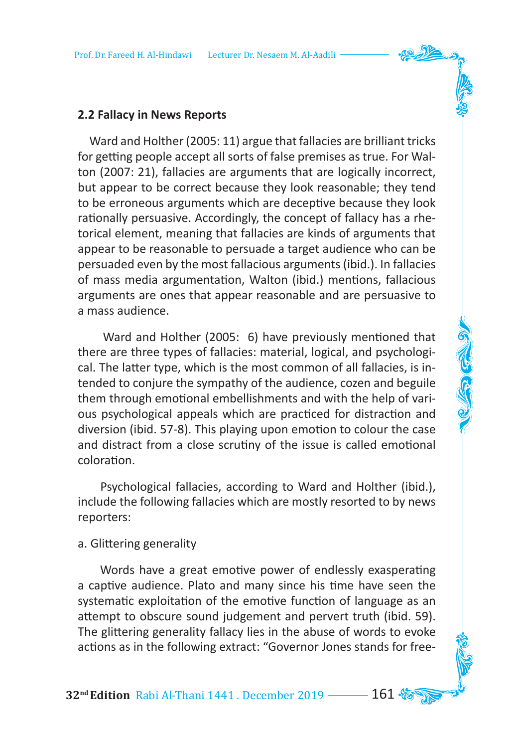### 2.2 Fallacy in News Reports

Ward and Holther (2005: 11) argue that fallacies are brilliant tricks for getting people accept all sorts of false premises as true. For Walton (2007: 21), fallacies are arguments that are logically incorrect, but appear to be correct because they look reasonable; they tend to be erroneous arguments which are deceptive because they look rationally persuasive. Accordingly, the concept of fallacy has a rhetorical element, meaning that fallacies are kinds of arguments that appear to be reasonable to persuade a target audience who can be persuaded even by the most fallacious arguments (ibid.). In fallacies of mass media argumentation, Walton (ibid.) mentions, fallacious arguments are ones that appear reasonable and are persuasive to a mass audience.

Ward and Holther (2005: 6) have previously mentioned that there are three types of fallacies: material, logical, and psychological. The latter type, which is the most common of all fallacies, is intended to conjure the sympathy of the audience, cozen and beguile them through emotional embellishments and with the help of various psychological appeals which are practiced for distraction and diversion (ibid. 57-8). This playing upon emotion to colour the case and distract from a close scrutiny of the issue is called emotional coloration.

Psychological fallacies, according to Ward and Holther (ibid.), include the following fallacies which are mostly resorted to by news reporters:

a. Glittering generality

Words have a great emotive power of endlessly exasperating a captive audience. Plato and many since his time have seen the systematic exploitation of the emotive function of language as an attempt to obscure sound judgement and pervert truth (ibid. 59). The glittering generality fallacy lies in the abuse of words to evoke actions as in the following extract: "Governor Jones stands for free-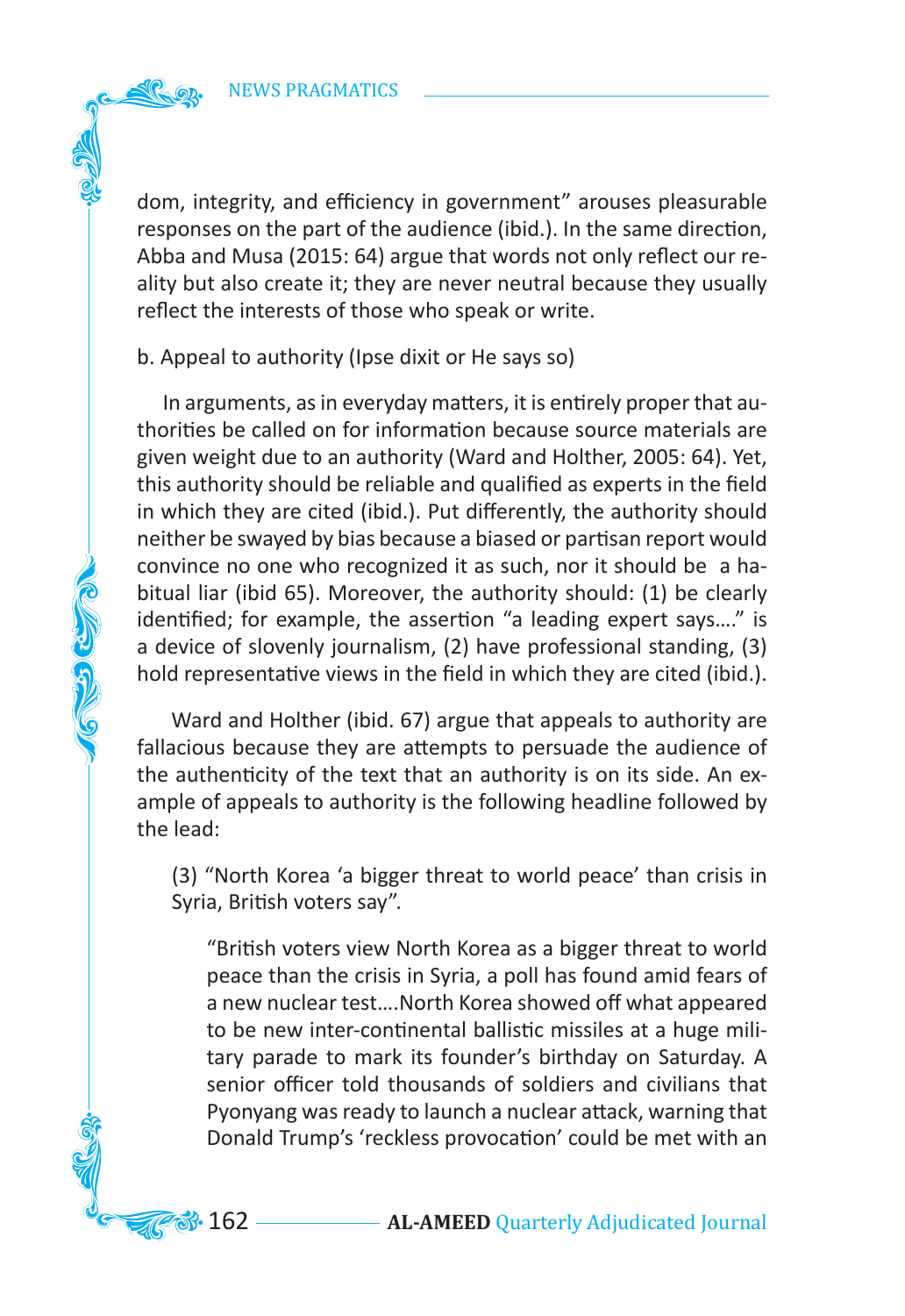dom, integrity, and efficiency in government" arouses pleasurable responses on the part of the audience (ibid.). In the same direction, Abba and Musa (2015: 64) argue that words not only reflect our reality but also create it; they are never neutral because they usually reflect the interests of those who speak or write.

b. Appeal to authority (Ipse dixit or He says so)

In arguments, as in everyday matters, it is entirely proper that authorities be called on for information because source materials are given weight due to an authority (Ward and Holther, 2005: 64). Yet, this authority should be reliable and qualified as experts in the field in which they are cited (ibid.). Put differently, the authority should neither be swayed by bias because a biased or partisan report would convince no one who recognized it as such, nor it should be a habitual liar (ibid 65). Moreover, the authority should: (1) be clearly identified; for example, the assertion "a leading expert says…." is a device of slovenly journalism, (2) have professional standing, (3) hold representative views in the field in which they are cited (ibid.).

Ward and Holther (ibid. 67) argue that appeals to authority are fallacious because they are attempts to persuade the audience of the authenticity of the text that an authority is on its side. An example of appeals to authority is the following headline followed by the lead:

> (3) "North Korea 'a bigger threat to world peace' than crisis in Syria, British voters say".
>
> > "British voters view North Korea as a bigger threat to world peace than the crisis in Syria, a poll has found amid fears of a new nuclear test….North Korea showed off what appeared to be new inter-continental ballistic missiles at a huge military parade to mark its founder's birthday on Saturday. A senior officer told thousands of soldiers and civilians that Pyonyang was ready to launch a nuclear attack, warning that Donald Trump's 'reckless provocation' could be met with an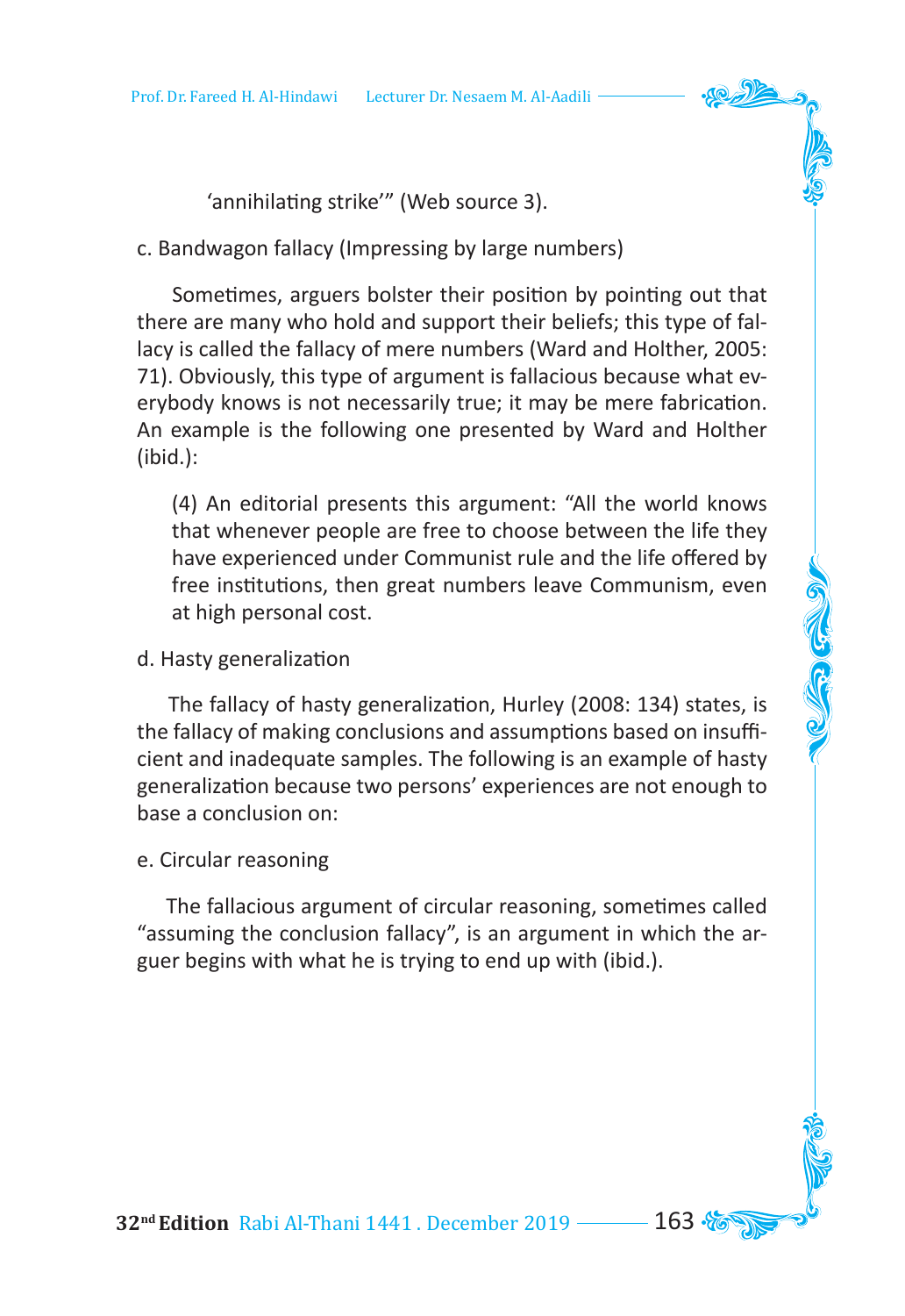'annihilating strike'" (Web source 3).

c. Bandwagon fallacy (Impressing by large numbers)

Sometimes, arguers bolster their position by pointing out that there are many who hold and support their beliefs; this type of fallacy is called the fallacy of mere numbers (Ward and Holther, 2005: 71). Obviously, this type of argument is fallacious because what everybody knows is not necessarily true; it may be mere fabrication. An example is the following one presented by Ward and Holther (ibid.):

> (4) An editorial presents this argument: "All the world knows that whenever people are free to choose between the life they have experienced under Communist rule and the life offered by free institutions, then great numbers leave Communism, even at high personal cost.

d. Hasty generalization

The fallacy of hasty generalization, Hurley (2008: 134) states, is the fallacy of making conclusions and assumptions based on insufficient and inadequate samples. The following is an example of hasty generalization because two persons' experiences are not enough to base a conclusion on:

e. Circular reasoning

The fallacious argument of circular reasoning, sometimes called "assuming the conclusion fallacy", is an argument in which the arguer begins with what he is trying to end up with (ibid.).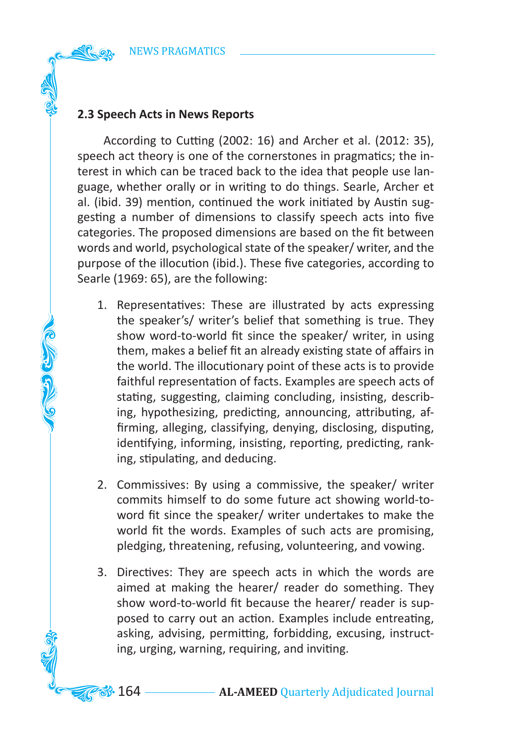### 2.3 Speech Acts in News Reports

According to Cutting (2002: 16) and Archer et al. (2012: 35), speech act theory is one of the cornerstones in pragmatics; the interest in which can be traced back to the idea that people use language, whether orally or in writing to do things. Searle, Archer et al. (ibid. 39) mention, continued the work initiated by Austin suggesting a number of dimensions to classify speech acts into five categories. The proposed dimensions are based on the fit between words and world, psychological state of the speaker/ writer, and the purpose of the illocution (ibid.). These five categories, according to Searle (1969: 65), are the following:

1. Representatives: These are illustrated by acts expressing the speaker's/ writer's belief that something is true. They show word-to-world fit since the speaker/ writer, in using them, makes a belief fit an already existing state of affairs in the world. The illocutionary point of these acts is to provide faithful representation of facts. Examples are speech acts of stating, suggesting, claiming concluding, insisting, describing, hypothesizing, predicting, announcing, attributing, affirming, alleging, classifying, denying, disclosing, disputing, identifying, informing, insisting, reporting, predicting, ranking, stipulating, and deducing.

2. Commissives: By using a commissive, the speaker/ writer commits himself to do some future act showing world-to-word fit since the speaker/ writer undertakes to make the world fit the words. Examples of such acts are promising, pledging, threatening, refusing, volunteering, and vowing.

3. Directives: They are speech acts in which the words are aimed at making the hearer/ reader do something. They show word-to-world fit because the hearer/ reader is supposed to carry out an action. Examples include entreating, asking, advising, permitting, forbidding, excusing, instructing, urging, warning, requiring, and inviting.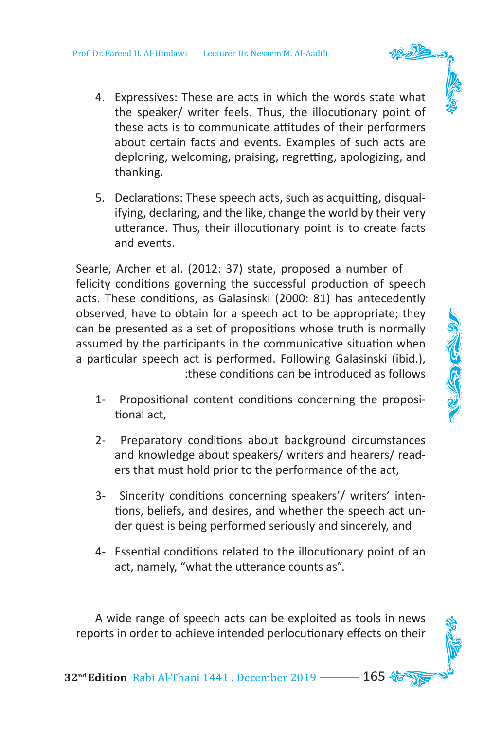4. Expressives: These are acts in which the words state what the speaker/ writer feels. Thus, the illocutionary point of these acts is to communicate attitudes of their performers about certain facts and events. Examples of such acts are deploring, welcoming, praising, regretting, apologizing, and thanking.

5. Declarations: These speech acts, such as acquitting, disqualifying, declaring, and the like, change the world by their very utterance. Thus, their illocutionary point is to create facts and events.

Searle, Archer et al. (2012: 37) state, proposed a number of felicity conditions governing the successful production of speech acts. These conditions, as Galasinski (2000: 81) has antecedently observed, have to obtain for a speech act to be appropriate; they can be presented as a set of propositions whose truth is normally assumed by the participants in the communicative situation when a particular speech act is performed. Following Galasinski (ibid.), :these conditions can be introduced as follows

1- Propositional content conditions concerning the propositional act,

2- Preparatory conditions about background circumstances and knowledge about speakers/ writers and hearers/ readers that must hold prior to the performance of the act,

3- Sincerity conditions concerning speakers'/ writers' intentions, beliefs, and desires, and whether the speech act under quest is being performed seriously and sincerely, and

4- Essential conditions related to the illocutionary point of an act, namely, "what the utterance counts as".

A wide range of speech acts can be exploited as tools in news reports in order to achieve intended perlocutionary effects on their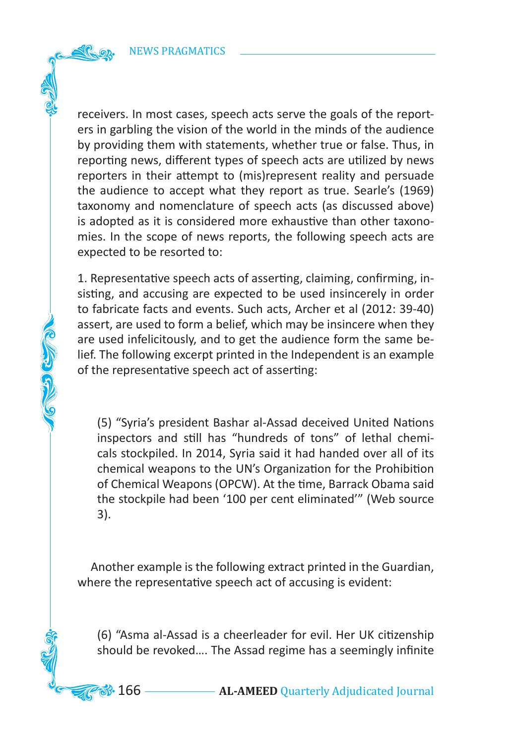receivers. In most cases, speech acts serve the goals of the reporters in garbling the vision of the world in the minds of the audience by providing them with statements, whether true or false. Thus, in reporting news, different types of speech acts are utilized by news reporters in their attempt to (mis)represent reality and persuade the audience to accept what they report as true. Searle's (1969) taxonomy and nomenclature of speech acts (as discussed above) is adopted as it is considered more exhaustive than other taxonomies. In the scope of news reports, the following speech acts are expected to be resorted to:

1. Representative speech acts of asserting, claiming, confirming, insisting, and accusing are expected to be used insincerely in order to fabricate facts and events. Such acts, Archer et al (2012: 39-40) assert, are used to form a belief, which may be insincere when they are used infelicitously, and to get the audience form the same belief. The following excerpt printed in the Independent is an example of the representative speech act of asserting:

> (5) "Syria's president Bashar al-Assad deceived United Nations inspectors and still has "hundreds of tons" of lethal chemicals stockpiled. In 2014, Syria said it had handed over all of its chemical weapons to the UN's Organization for the Prohibition of Chemical Weapons (OPCW). At the time, Barrack Obama said the stockpile had been '100 per cent eliminated'" (Web source 3).

Another example is the following extract printed in the Guardian, where the representative speech act of accusing is evident:

> (6) "Asma al-Assad is a cheerleader for evil. Her UK citizenship should be revoked.... The Assad regime has a seemingly infinite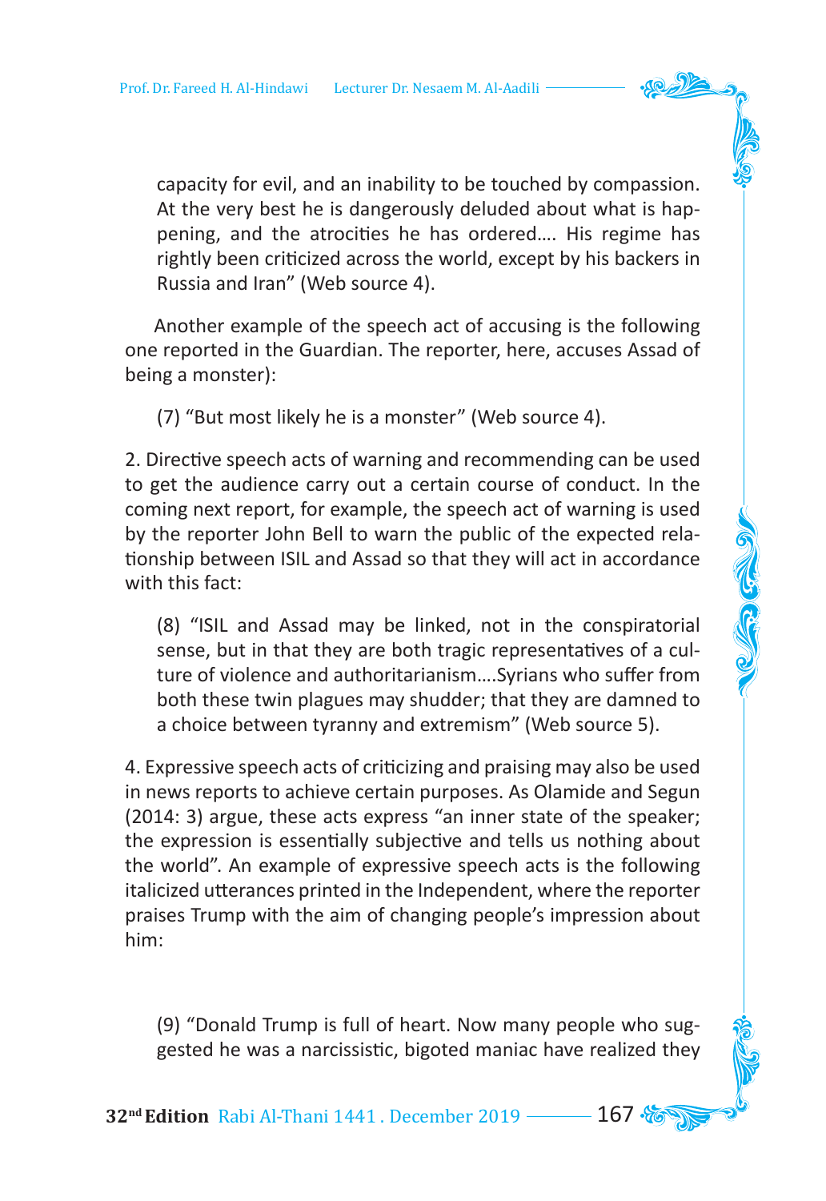capacity for evil, and an inability to be touched by compassion. At the very best he is dangerously deluded about what is happening, and the atrocities he has ordered…. His regime has rightly been criticized across the world, except by his backers in Russia and Iran" (Web source 4).

Another example of the speech act of accusing is the following one reported in the Guardian. The reporter, here, accuses Assad of being a monster):

> (7) "But most likely he is a monster" (Web source 4).

2. Directive speech acts of warning and recommending can be used to get the audience carry out a certain course of conduct. In the coming next report, for example, the speech act of warning is used by the reporter John Bell to warn the public of the expected relationship between ISIL and Assad so that they will act in accordance with this fact:

> (8) "ISIL and Assad may be linked, not in the conspiratorial sense, but in that they are both tragic representatives of a culture of violence and authoritarianism….Syrians who suffer from both these twin plagues may shudder; that they are damned to a choice between tyranny and extremism" (Web source 5).

4. Expressive speech acts of criticizing and praising may also be used in news reports to achieve certain purposes. As Olamide and Segun (2014: 3) argue, these acts express "an inner state of the speaker; the expression is essentially subjective and tells us nothing about the world". An example of expressive speech acts is the following italicized utterances printed in the Independent, where the reporter praises Trump with the aim of changing people's impression about him:

> (9) "Donald Trump is full of heart. Now many people who suggested he was a narcissistic, bigoted maniac have realized they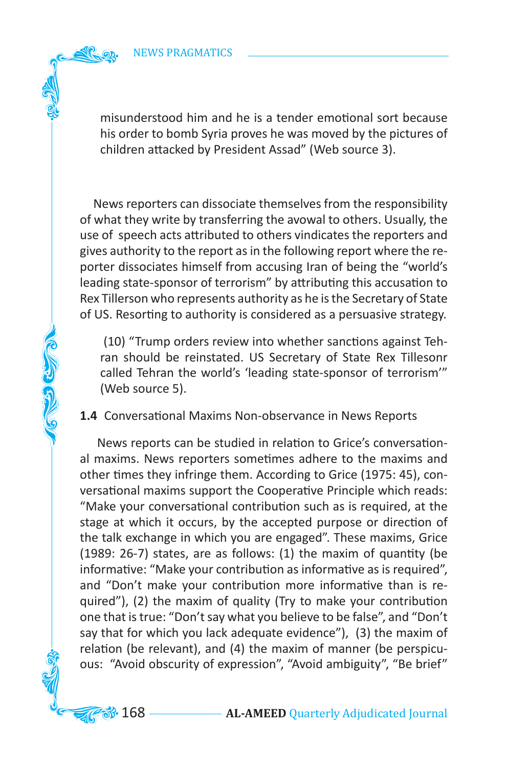misunderstood him and he is a tender emotional sort because his order to bomb Syria proves he was moved by the pictures of children attacked by President Assad" (Web source 3).

News reporters can dissociate themselves from the responsibility of what they write by transferring the avowal to others. Usually, the use of speech acts attributed to others vindicates the reporters and gives authority to the report as in the following report where the reporter dissociates himself from accusing Iran of being the "world's leading state-sponsor of terrorism" by attributing this accusation to Rex Tillerson who represents authority as he is the Secretary of State of US. Resorting to authority is considered as a persuasive strategy.

(10) "Trump orders review into whether sanctions against Tehran should be reinstated. US Secretary of State Rex Tillesonr called Tehran the world's 'leading state-sponsor of terrorism'" (Web source 5).

### **1.4** Conversational Maxims Non-observance in News Reports

News reports can be studied in relation to Grice's conversational maxims. News reporters sometimes adhere to the maxims and other times they infringe them. According to Grice (1975: 45), conversational maxims support the Cooperative Principle which reads: "Make your conversational contribution such as is required, at the stage at which it occurs, by the accepted purpose or direction of the talk exchange in which you are engaged". These maxims, Grice (1989: 26-7) states, are as follows: (1) the maxim of quantity (be informative: "Make your contribution as informative as is required", and "Don't make your contribution more informative than is required"), (2) the maxim of quality (Try to make your contribution one that is true: "Don't say what you believe to be false", and "Don't say that for which you lack adequate evidence"), (3) the maxim of relation (be relevant), and (4) the maxim of manner (be perspicuous: "Avoid obscurity of expression", "Avoid ambiguity", "Be brief"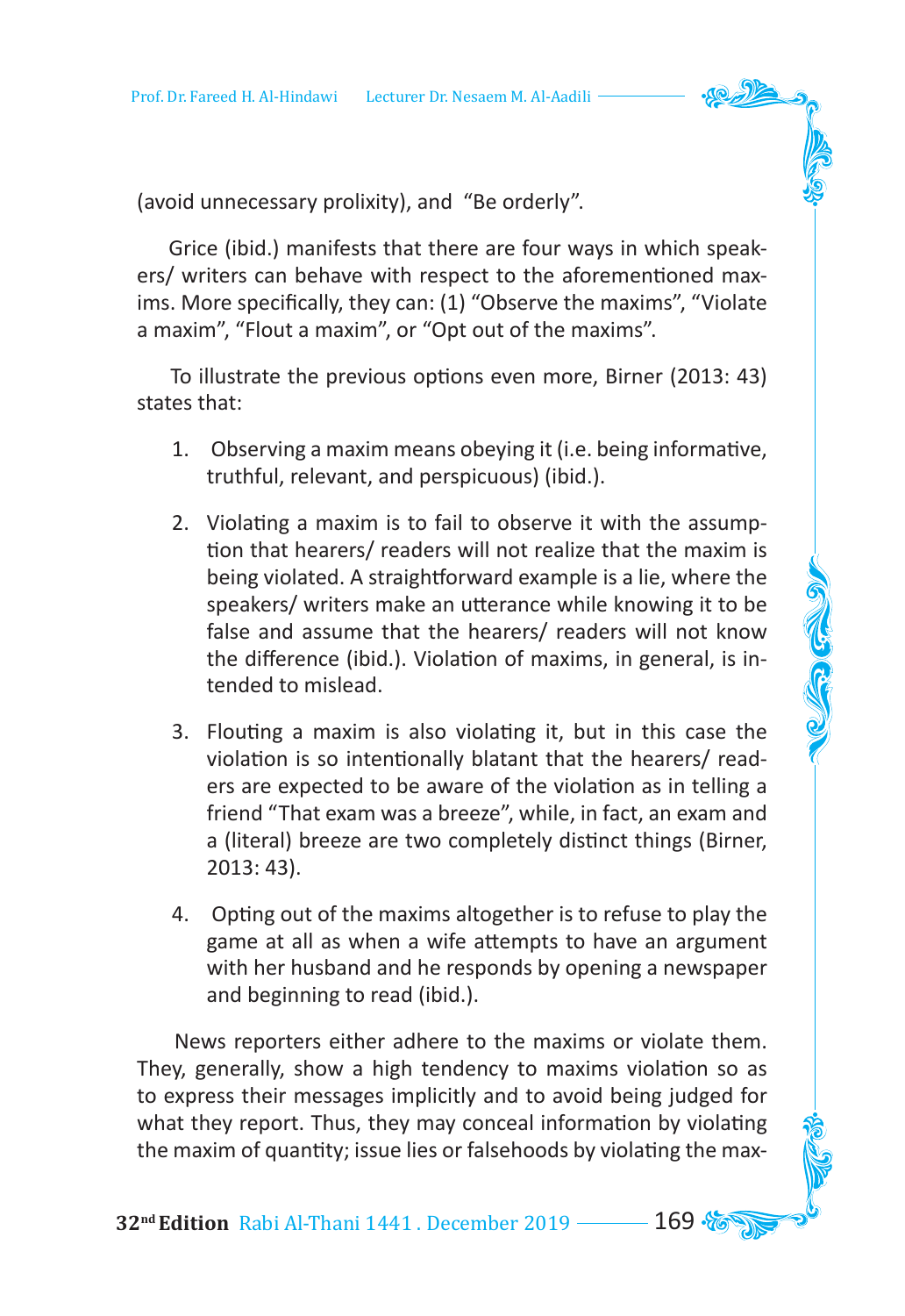(avoid unnecessary prolixity), and "Be orderly".

Grice (ibid.) manifests that there are four ways in which speakers/ writers can behave with respect to the aforementioned maxims. More specifically, they can: (1) "Observe the maxims", "Violate a maxim", "Flout a maxim", or "Opt out of the maxims".

To illustrate the previous options even more, Birner (2013: 43) states that:

1. Observing a maxim means obeying it (i.e. being informative, truthful, relevant, and perspicuous) (ibid.).
2. Violating a maxim is to fail to observe it with the assumption that hearers/ readers will not realize that the maxim is being violated. A straightforward example is a lie, where the speakers/ writers make an utterance while knowing it to be false and assume that the hearers/ readers will not know the difference (ibid.). Violation of maxims, in general, is intended to mislead.
3. Flouting a maxim is also violating it, but in this case the violation is so intentionally blatant that the hearers/ readers are expected to be aware of the violation as in telling a friend "That exam was a breeze", while, in fact, an exam and a (literal) breeze are two completely distinct things (Birner, 2013: 43).
4. Opting out of the maxims altogether is to refuse to play the game at all as when a wife attempts to have an argument with her husband and he responds by opening a newspaper and beginning to read (ibid.).

News reporters either adhere to the maxims or violate them. They, generally, show a high tendency to maxims violation so as to express their messages implicitly and to avoid being judged for what they report. Thus, they may conceal information by violating the maxim of quantity; issue lies or falsehoods by violating the max-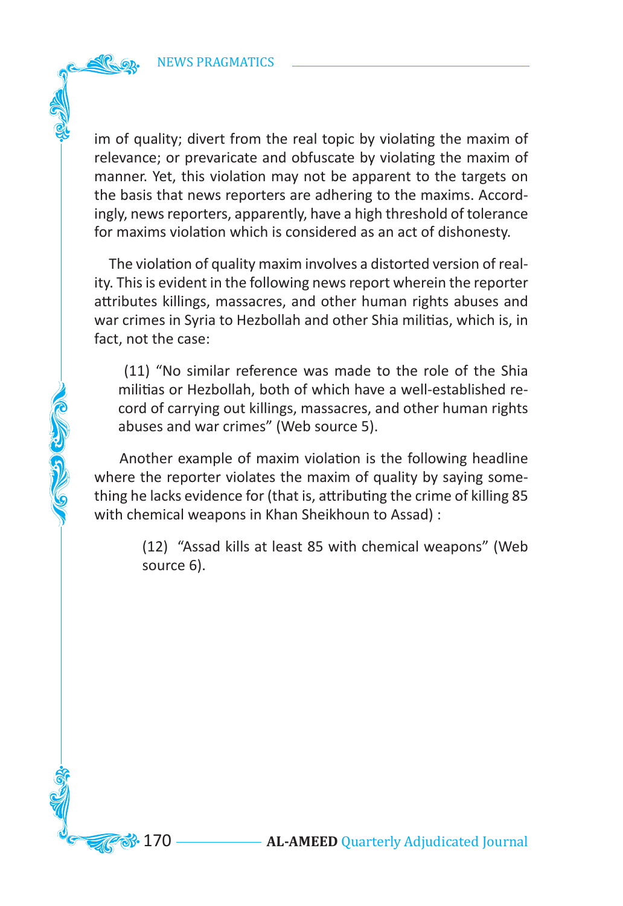im of quality; divert from the real topic by violating the maxim of relevance; or prevaricate and obfuscate by violating the maxim of manner. Yet, this violation may not be apparent to the targets on the basis that news reporters are adhering to the maxims. Accordingly, news reporters, apparently, have a high threshold of tolerance for maxims violation which is considered as an act of dishonesty.

The violation of quality maxim involves a distorted version of reality. This is evident in the following news report wherein the reporter attributes killings, massacres, and other human rights abuses and war crimes in Syria to Hezbollah and other Shia militias, which is, in fact, not the case:

> (11) "No similar reference was made to the role of the Shia militias or Hezbollah, both of which have a well-established record of carrying out killings, massacres, and other human rights abuses and war crimes" (Web source 5).

Another example of maxim violation is the following headline where the reporter violates the maxim of quality by saying something he lacks evidence for (that is, attributing the crime of killing 85 with chemical weapons in Khan Sheikhoun to Assad) :

> (12) "Assad kills at least 85 with chemical weapons" (Web source 6).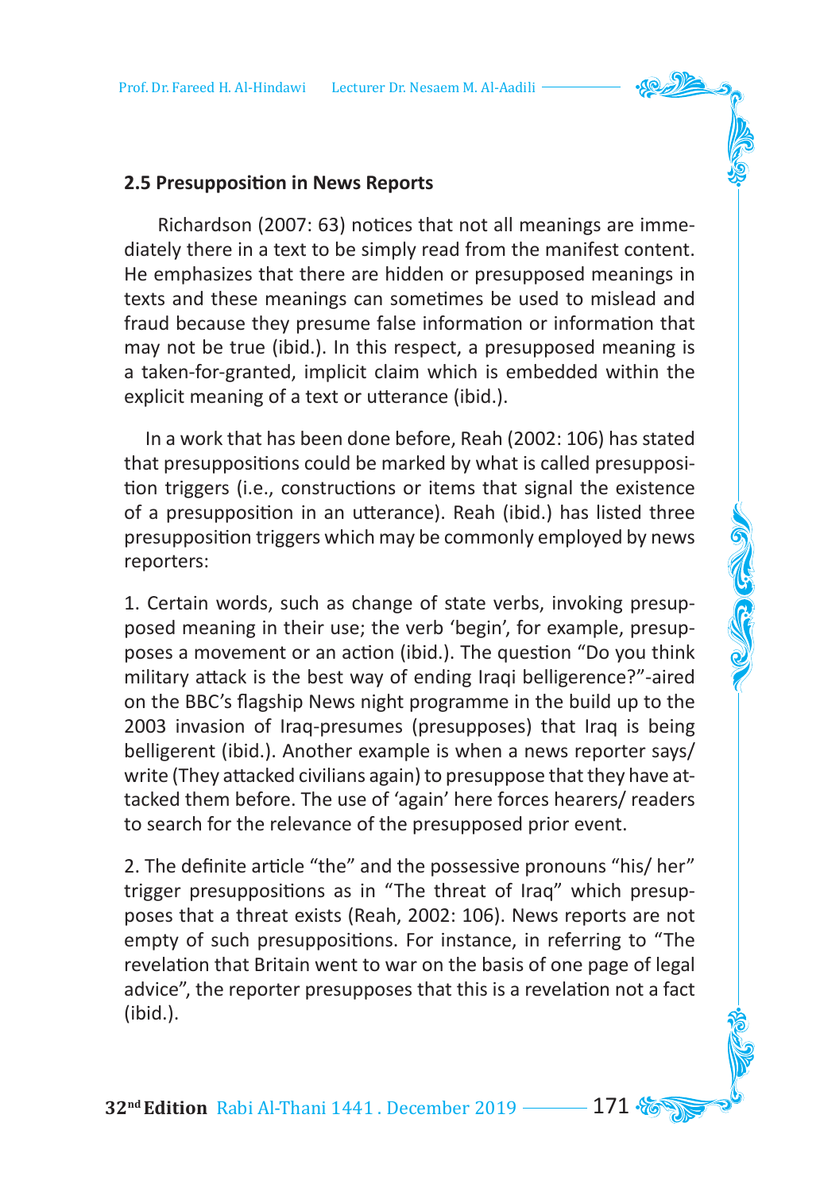### 2.5 Presupposition in News Reports

Richardson (2007: 63) notices that not all meanings are immediately there in a text to be simply read from the manifest content. He emphasizes that there are hidden or presupposed meanings in texts and these meanings can sometimes be used to mislead and fraud because they presume false information or information that may not be true (ibid.). In this respect, a presupposed meaning is a taken-for-granted, implicit claim which is embedded within the explicit meaning of a text or utterance (ibid.).

In a work that has been done before, Reah (2002: 106) has stated that presuppositions could be marked by what is called presupposition triggers (i.e., constructions or items that signal the existence of a presupposition in an utterance). Reah (ibid.) has listed three presupposition triggers which may be commonly employed by news reporters:

1. Certain words, such as change of state verbs, invoking presupposed meaning in their use; the verb 'begin', for example, presupposes a movement or an action (ibid.). The question "Do you think military attack is the best way of ending Iraqi belligerence?"-aired on the BBC's flagship News night programme in the build up to the 2003 invasion of Iraq-presumes (presupposes) that Iraq is being belligerent (ibid.). Another example is when a news reporter says/ write (They attacked civilians again) to presuppose that they have attacked them before. The use of 'again' here forces hearers/ readers to search for the relevance of the presupposed prior event.

2. The definite article "the" and the possessive pronouns "his/ her" trigger presuppositions as in "The threat of Iraq" which presupposes that a threat exists (Reah, 2002: 106). News reports are not empty of such presuppositions. For instance, in referring to "The revelation that Britain went to war on the basis of one page of legal advice", the reporter presupposes that this is a revelation not a fact (ibid.).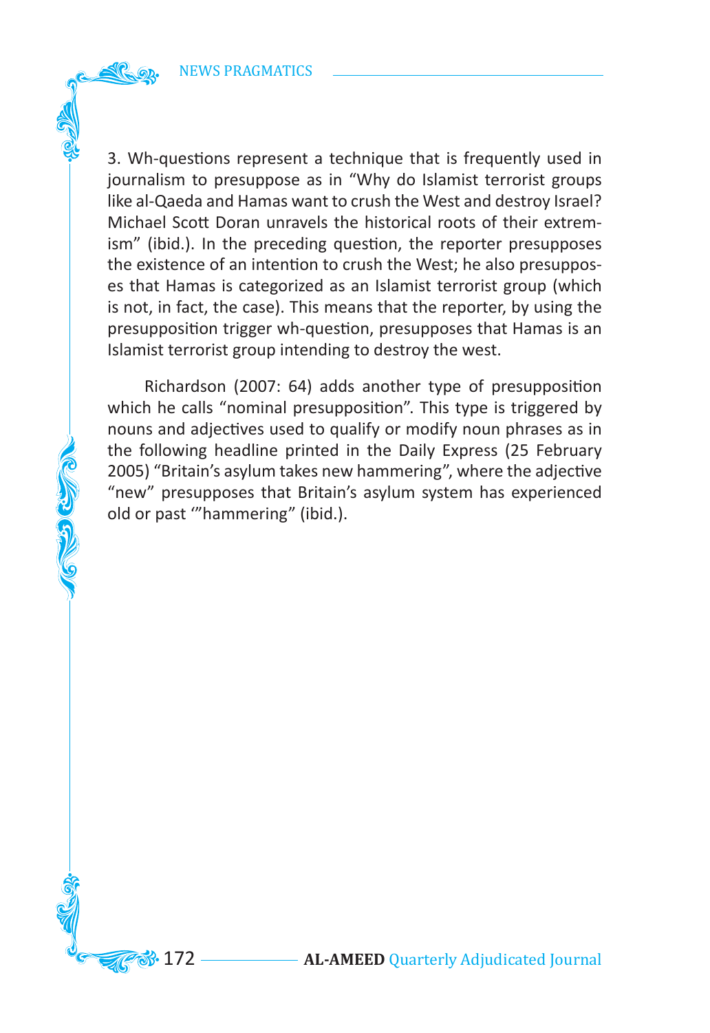3. Wh-questions represent a technique that is frequently used in journalism to presuppose as in "Why do Islamist terrorist groups like al-Qaeda and Hamas want to crush the West and destroy Israel? Michael Scott Doran unravels the historical roots of their extremism" (ibid.). In the preceding question, the reporter presupposes the existence of an intention to crush the West; he also presupposes that Hamas is categorized as an Islamist terrorist group (which is not, in fact, the case). This means that the reporter, by using the presupposition trigger wh-question, presupposes that Hamas is an Islamist terrorist group intending to destroy the west.

Richardson (2007: 64) adds another type of presupposition which he calls "nominal presupposition". This type is triggered by nouns and adjectives used to qualify or modify noun phrases as in the following headline printed in the Daily Express (25 February 2005) "Britain's asylum takes new hammering", where the adjective "new" presupposes that Britain's asylum system has experienced old or past '"hammering" (ibid.).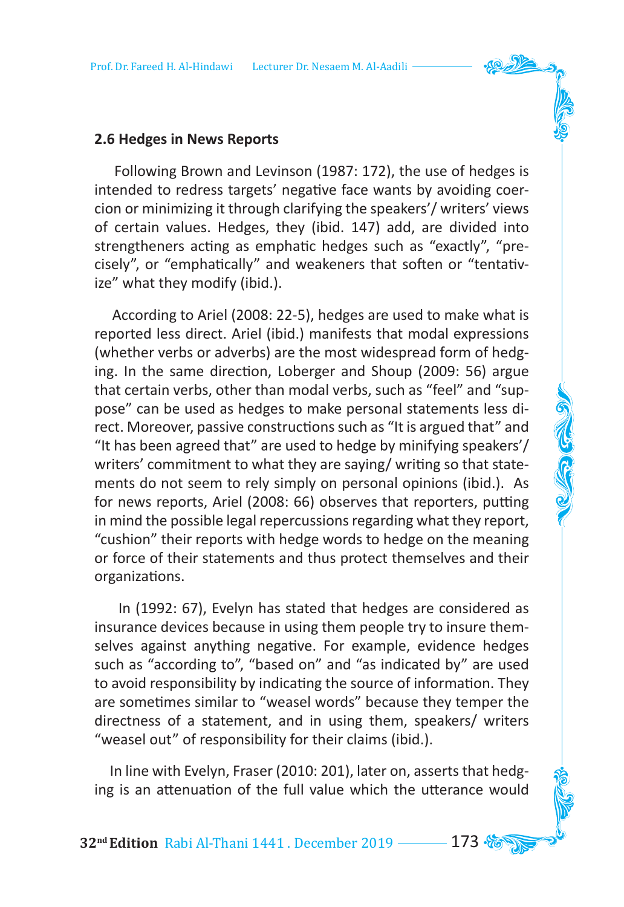### 2.6 Hedges in News Reports

Following Brown and Levinson (1987: 172), the use of hedges is intended to redress targets' negative face wants by avoiding coercion or minimizing it through clarifying the speakers'/ writers' views of certain values. Hedges, they (ibid. 147) add, are divided into strengtheners acting as emphatic hedges such as "exactly", "precisely", or "emphatically" and weakeners that soften or "tentativize" what they modify (ibid.).

According to Ariel (2008: 22-5), hedges are used to make what is reported less direct. Ariel (ibid.) manifests that modal expressions (whether verbs or adverbs) are the most widespread form of hedging. In the same direction, Loberger and Shoup (2009: 56) argue that certain verbs, other than modal verbs, such as "feel" and "suppose" can be used as hedges to make personal statements less direct. Moreover, passive constructions such as "It is argued that" and "It has been agreed that" are used to hedge by minifying speakers'/ writers' commitment to what they are saying/ writing so that statements do not seem to rely simply on personal opinions (ibid.). As for news reports, Ariel (2008: 66) observes that reporters, putting in mind the possible legal repercussions regarding what they report, "cushion" their reports with hedge words to hedge on the meaning or force of their statements and thus protect themselves and their organizations.

In (1992: 67), Evelyn has stated that hedges are considered as insurance devices because in using them people try to insure themselves against anything negative. For example, evidence hedges such as "according to", "based on" and "as indicated by" are used to avoid responsibility by indicating the source of information. They are sometimes similar to "weasel words" because they temper the directness of a statement, and in using them, speakers/ writers "weasel out" of responsibility for their claims (ibid.).

In line with Evelyn, Fraser (2010: 201), later on, asserts that hedging is an attenuation of the full value which the utterance would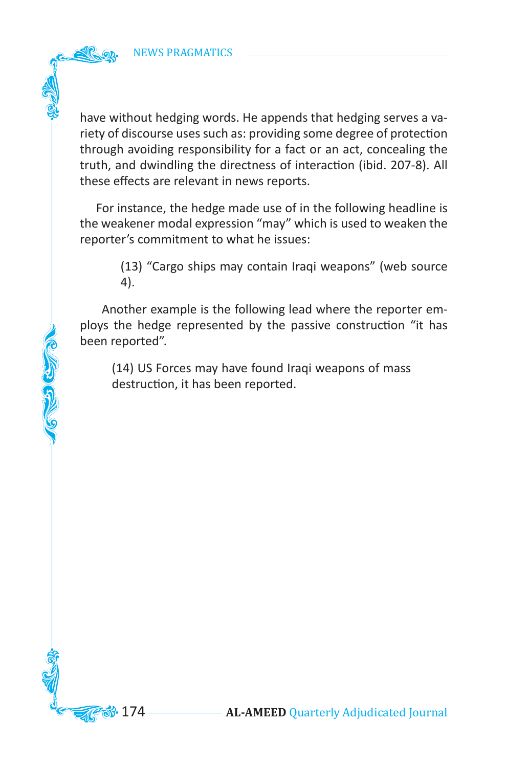have without hedging words. He appends that hedging serves a variety of discourse uses such as: providing some degree of protection through avoiding responsibility for a fact or an act, concealing the truth, and dwindling the directness of interaction (ibid. 207-8). All these effects are relevant in news reports.

For instance, the hedge made use of in the following headline is the weakener modal expression "may" which is used to weaken the reporter's commitment to what he issues:

> (13) "Cargo ships may contain Iraqi weapons" (web source 4).

Another example is the following lead where the reporter employs the hedge represented by the passive construction "it has been reported".

> (14) US Forces may have found Iraqi weapons of mass destruction, it has been reported.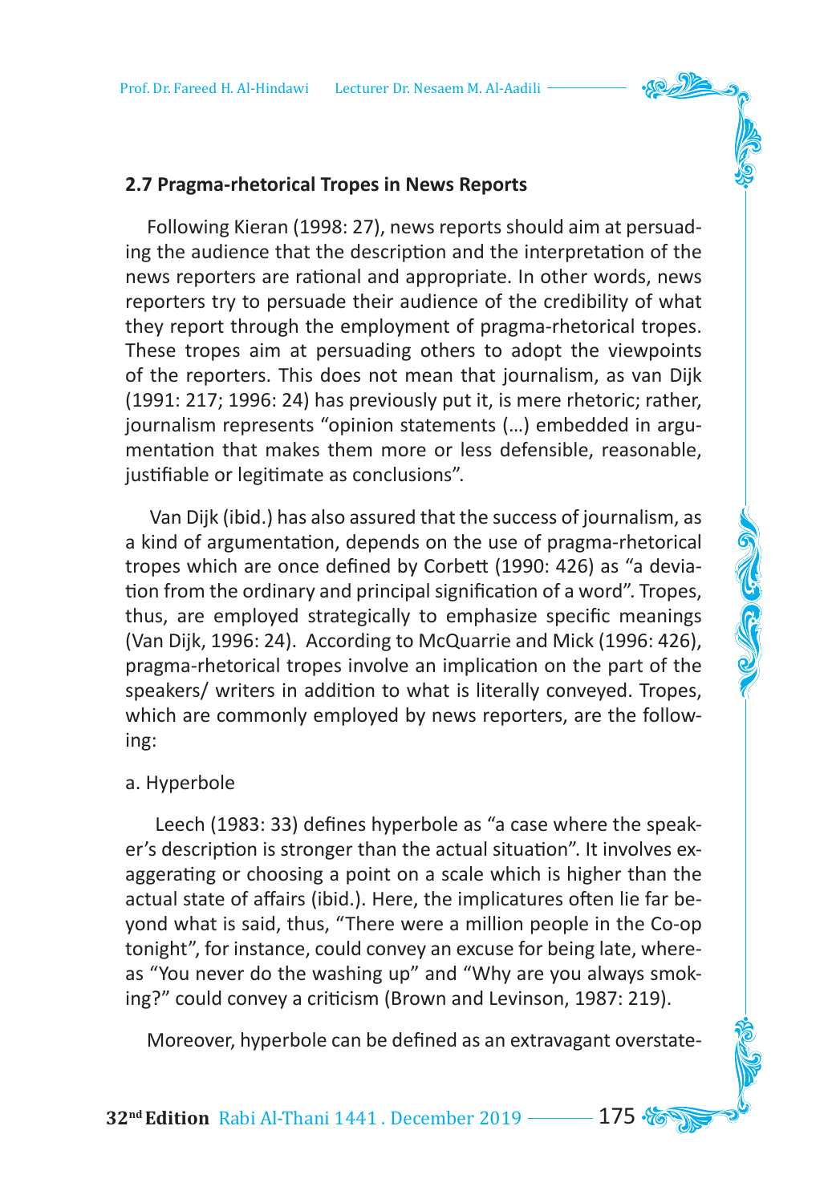### 2.7 Pragma-rhetorical Tropes in News Reports

Following Kieran (1998: 27), news reports should aim at persuading the audience that the description and the interpretation of the news reporters are rational and appropriate. In other words, news reporters try to persuade their audience of the credibility of what they report through the employment of pragma-rhetorical tropes. These tropes aim at persuading others to adopt the viewpoints of the reporters. This does not mean that journalism, as van Dijk (1991: 217; 1996: 24) has previously put it, is mere rhetoric; rather, journalism represents "opinion statements (…) embedded in argumentation that makes them more or less defensible, reasonable, justifiable or legitimate as conclusions".

Van Dijk (ibid.) has also assured that the success of journalism, as a kind of argumentation, depends on the use of pragma-rhetorical tropes which are once defined by Corbett (1990: 426) as "a deviation from the ordinary and principal signification of a word". Tropes, thus, are employed strategically to emphasize specific meanings (Van Dijk, 1996: 24). According to McQuarrie and Mick (1996: 426), pragma-rhetorical tropes involve an implication on the part of the speakers/ writers in addition to what is literally conveyed. Tropes, which are commonly employed by news reporters, are the following:

a. Hyperbole

Leech (1983: 33) defines hyperbole as "a case where the speaker's description is stronger than the actual situation". It involves exaggerating or choosing a point on a scale which is higher than the actual state of affairs (ibid.). Here, the implicatures often lie far beyond what is said, thus, "There were a million people in the Co-op tonight", for instance, could convey an excuse for being late, whereas "You never do the washing up" and "Why are you always smoking?" could convey a criticism (Brown and Levinson, 1987: 219).

Moreover, hyperbole can be defined as an extravagant overstate-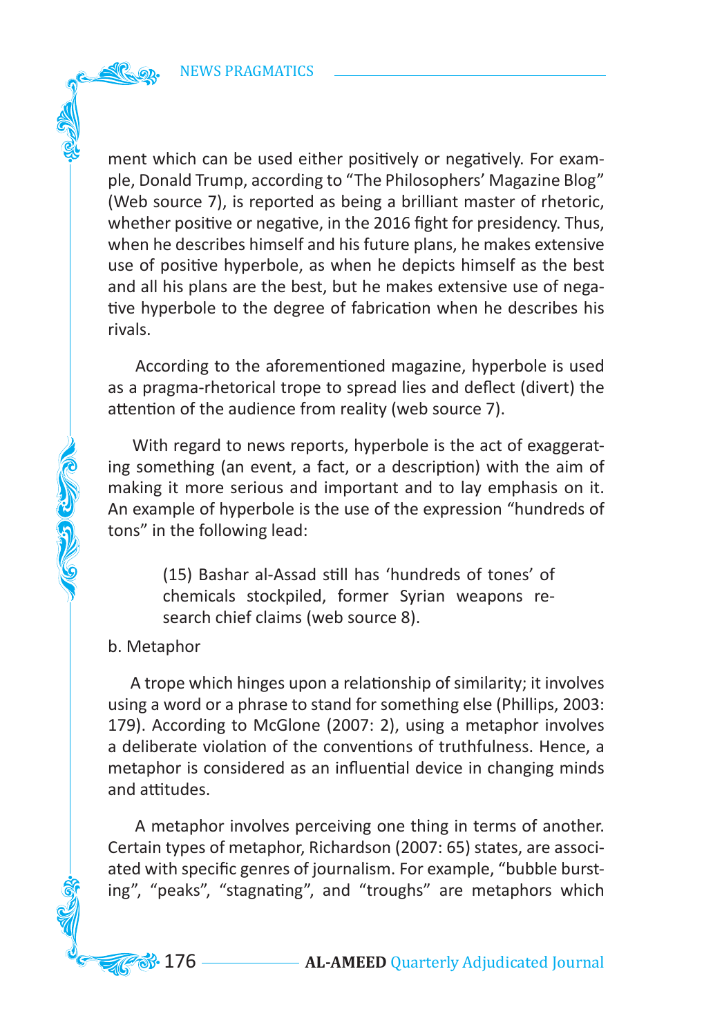ment which can be used either positively or negatively. For example, Donald Trump, according to "The Philosophers' Magazine Blog" (Web source 7), is reported as being a brilliant master of rhetoric, whether positive or negative, in the 2016 fight for presidency. Thus, when he describes himself and his future plans, he makes extensive use of positive hyperbole, as when he depicts himself as the best and all his plans are the best, but he makes extensive use of negative hyperbole to the degree of fabrication when he describes his rivals.

According to the aforementioned magazine, hyperbole is used as a pragma-rhetorical trope to spread lies and deflect (divert) the attention of the audience from reality (web source 7).

With regard to news reports, hyperbole is the act of exaggerating something (an event, a fact, or a description) with the aim of making it more serious and important and to lay emphasis on it. An example of hyperbole is the use of the expression "hundreds of tons" in the following lead:

> (15) Bashar al-Assad still has 'hundreds of tones' of chemicals stockpiled, former Syrian weapons research chief claims (web source 8).

b. Metaphor

A trope which hinges upon a relationship of similarity; it involves using a word or a phrase to stand for something else (Phillips, 2003: 179). According to McGlone (2007: 2), using a metaphor involves a deliberate violation of the conventions of truthfulness. Hence, a metaphor is considered as an influential device in changing minds and attitudes.

A metaphor involves perceiving one thing in terms of another. Certain types of metaphor, Richardson (2007: 65) states, are associated with specific genres of journalism. For example, "bubble bursting", "peaks", "stagnating", and "troughs" are metaphors which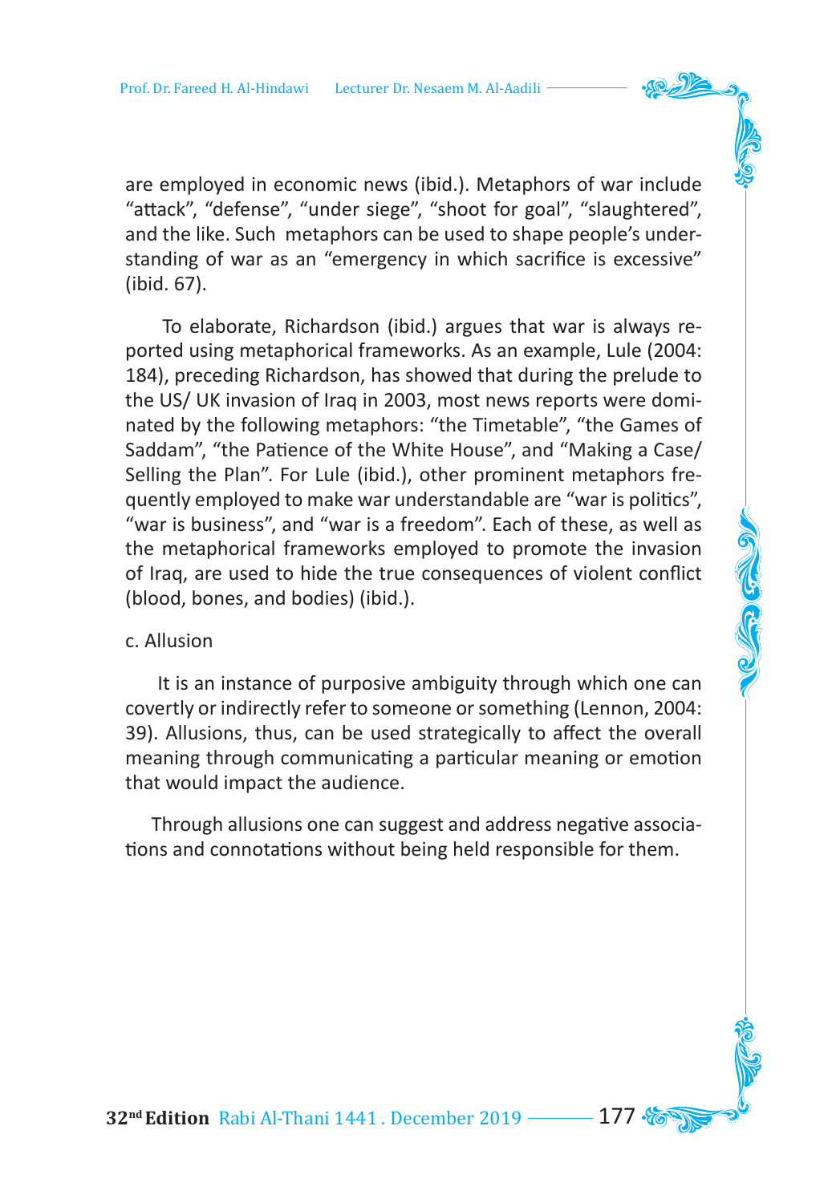are employed in economic news (ibid.). Metaphors of war include "attack", "defense", "under siege", "shoot for goal", "slaughtered", and the like. Such metaphors can be used to shape people's understanding of war as an "emergency in which sacrifice is excessive" (ibid. 67).

To elaborate, Richardson (ibid.) argues that war is always reported using metaphorical frameworks. As an example, Lule (2004: 184), preceding Richardson, has showed that during the prelude to the US/ UK invasion of Iraq in 2003, most news reports were dominated by the following metaphors: "the Timetable", "the Games of Saddam", "the Patience of the White House", and "Making a Case/ Selling the Plan". For Lule (ibid.), other prominent metaphors frequently employed to make war understandable are "war is politics", "war is business", and "war is a freedom". Each of these, as well as the metaphorical frameworks employed to promote the invasion of Iraq, are used to hide the true consequences of violent conflict (blood, bones, and bodies) (ibid.).

c. Allusion

It is an instance of purposive ambiguity through which one can covertly or indirectly refer to someone or something (Lennon, 2004: 39). Allusions, thus, can be used strategically to affect the overall meaning through communicating a particular meaning or emotion that would impact the audience.

Through allusions one can suggest and address negative associations and connotations without being held responsible for them.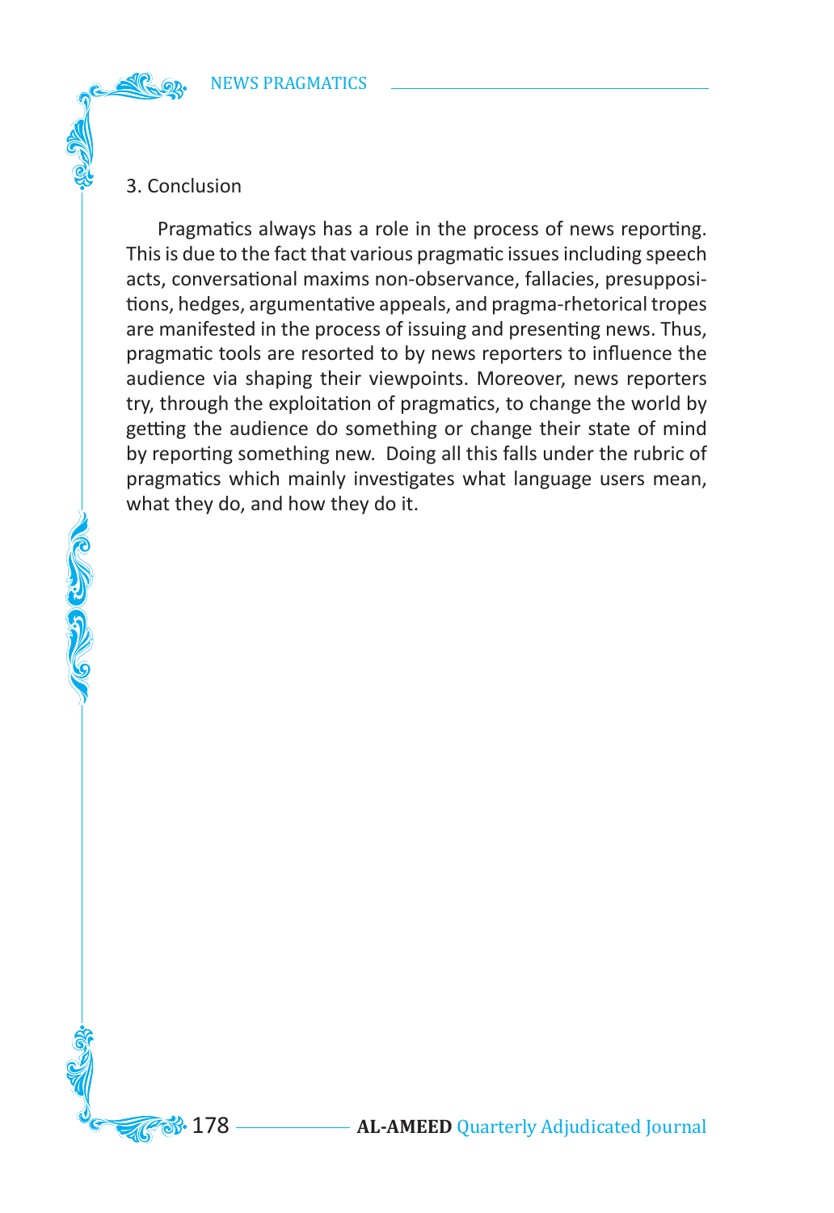## 3. Conclusion

Pragmatics always has a role in the process of news reporting. This is due to the fact that various pragmatic issues including speech acts, conversational maxims non-observance, fallacies, presuppositions, hedges, argumentative appeals, and pragma-rhetorical tropes are manifested in the process of issuing and presenting news. Thus, pragmatic tools are resorted to by news reporters to influence the audience via shaping their viewpoints. Moreover, news reporters try, through the exploitation of pragmatics, to change the world by getting the audience do something or change their state of mind by reporting something new. Doing all this falls under the rubric of pragmatics which mainly investigates what language users mean, what they do, and how they do it.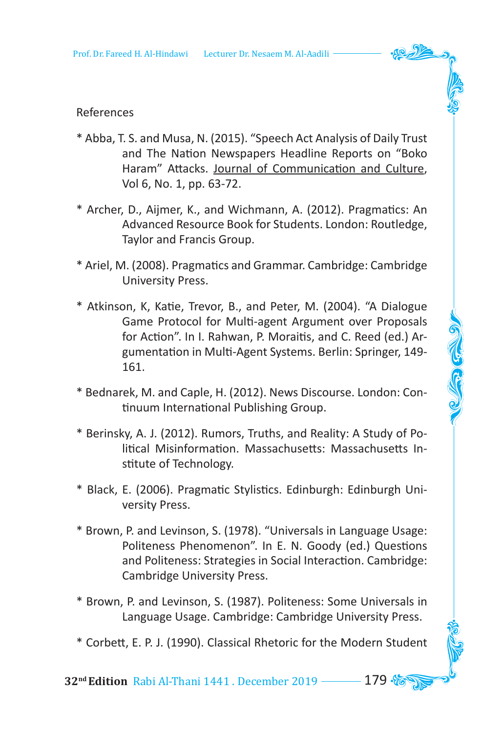References

* Abba, T. S. and Musa, N. (2015). "Speech Act Analysis of Daily Trust and The Nation Newspapers Headline Reports on "Boko Haram" Attacks. <u>Journal of Communication and Culture</u>, Vol 6, No. 1, pp. 63-72.

* Archer, D., Aijmer, K., and Wichmann, A. (2012). Pragmatics: An Advanced Resource Book for Students. London: Routledge, Taylor and Francis Group.

* Ariel, M. (2008). Pragmatics and Grammar. Cambridge: Cambridge University Press.

* Atkinson, K, Katie, Trevor, B., and Peter, M. (2004). "A Dialogue Game Protocol for Multi-agent Argument over Proposals for Action". In I. Rahwan, P. Moraitis, and C. Reed (ed.) Argumentation in Multi-Agent Systems. Berlin: Springer, 149-161.

* Bednarek, M. and Caple, H. (2012). News Discourse. London: Continuum International Publishing Group.

* Berinsky, A. J. (2012). Rumors, Truths, and Reality: A Study of Political Misinformation. Massachusetts: Massachusetts Institute of Technology.

* Black, E. (2006). Pragmatic Stylistics. Edinburgh: Edinburgh University Press.

* Brown, P. and Levinson, S. (1978). "Universals in Language Usage: Politeness Phenomenon". In E. N. Goody (ed.) Questions and Politeness: Strategies in Social Interaction. Cambridge: Cambridge University Press.

* Brown, P. and Levinson, S. (1987). Politeness: Some Universals in Language Usage. Cambridge: Cambridge University Press.

* Corbett, E. P. J. (1990). Classical Rhetoric for the Modern Student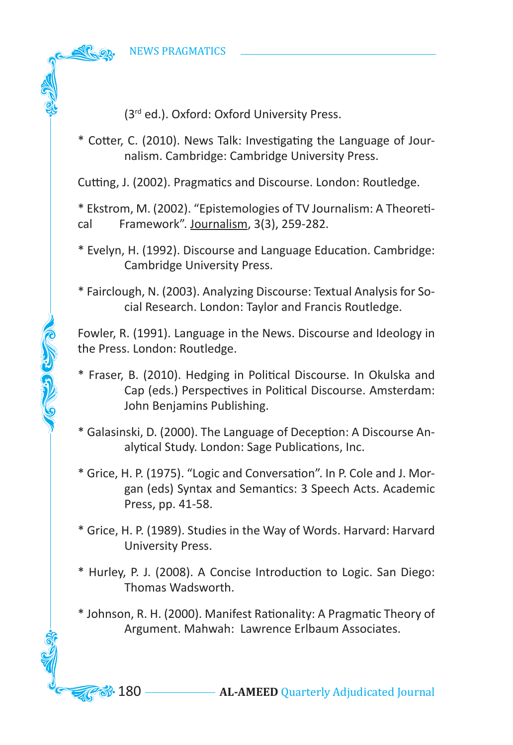(3rd ed.). Oxford: Oxford University Press.

* Cotter, C. (2010). News Talk: Investigating the Language of Journalism. Cambridge: Cambridge University Press.

Cutting, J. (2002). Pragmatics and Discourse. London: Routledge.

* Ekstrom, M. (2002). "Epistemologies of TV Journalism: A Theoretical Framework". Journalism, 3(3), 259-282.

* Evelyn, H. (1992). Discourse and Language Education. Cambridge: Cambridge University Press.

* Fairclough, N. (2003). Analyzing Discourse: Textual Analysis for Social Research. London: Taylor and Francis Routledge.

Fowler, R. (1991). Language in the News. Discourse and Ideology in the Press. London: Routledge.

* Fraser, B. (2010). Hedging in Political Discourse. In Okulska and Cap (eds.) Perspectives in Political Discourse. Amsterdam: John Benjamins Publishing.

* Galasinski, D. (2000). The Language of Deception: A Discourse Analytical Study. London: Sage Publications, Inc.

* Grice, H. P. (1975). "Logic and Conversation". In P. Cole and J. Morgan (eds) Syntax and Semantics: 3 Speech Acts. Academic Press, pp. 41-58.

* Grice, H. P. (1989). Studies in the Way of Words. Harvard: Harvard University Press.

* Hurley, P. J. (2008). A Concise Introduction to Logic. San Diego: Thomas Wadsworth.

* Johnson, R. H. (2000). Manifest Rationality: A Pragmatic Theory of Argument. Mahwah: Lawrence Erlbaum Associates.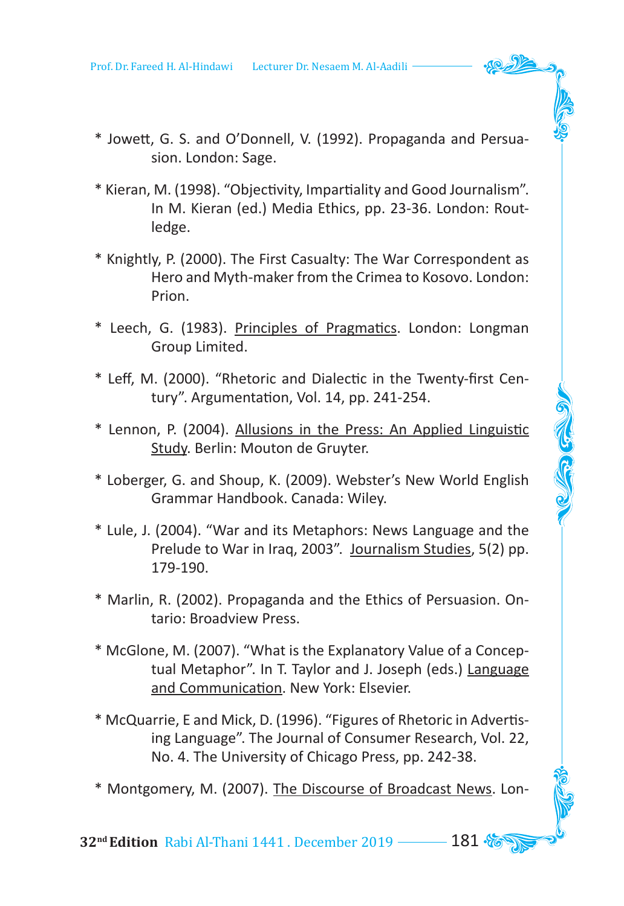* Jowett, G. S. and O'Donnell, V. (1992). Propaganda and Persuasion. London: Sage.

* Kieran, M. (1998). "Objectivity, Impartiality and Good Journalism". In M. Kieran (ed.) Media Ethics, pp. 23-36. London: Routledge.

* Knightly, P. (2000). The First Casualty: The War Correspondent as Hero and Myth-maker from the Crimea to Kosovo. London: Prion.

* Leech, G. (1983). <u>Principles of Pragmatics</u>. London: Longman Group Limited.

* Leff, M. (2000). "Rhetoric and Dialectic in the Twenty-first Century". Argumentation, Vol. 14, pp. 241-254.

* Lennon, P. (2004). <u>Allusions in the Press: An Applied Linguistic Study</u>. Berlin: Mouton de Gruyter.

* Loberger, G. and Shoup, K. (2009). Webster's New World English Grammar Handbook. Canada: Wiley.

* Lule, J. (2004). "War and its Metaphors: News Language and the Prelude to War in Iraq, 2003". <u>Journalism Studies</u>, 5(2) pp. 179-190.

* Marlin, R. (2002). Propaganda and the Ethics of Persuasion. Ontario: Broadview Press.

* McGlone, M. (2007). "What is the Explanatory Value of a Conceptual Metaphor". In T. Taylor and J. Joseph (eds.) <u>Language and Communication</u>. New York: Elsevier.

* McQuarrie, E and Mick, D. (1996). "Figures of Rhetoric in Advertising Language". The Journal of Consumer Research, Vol. 22, No. 4. The University of Chicago Press, pp. 242-38.

* Montgomery, M. (2007). <u>The Discourse of Broadcast News</u>. Lon-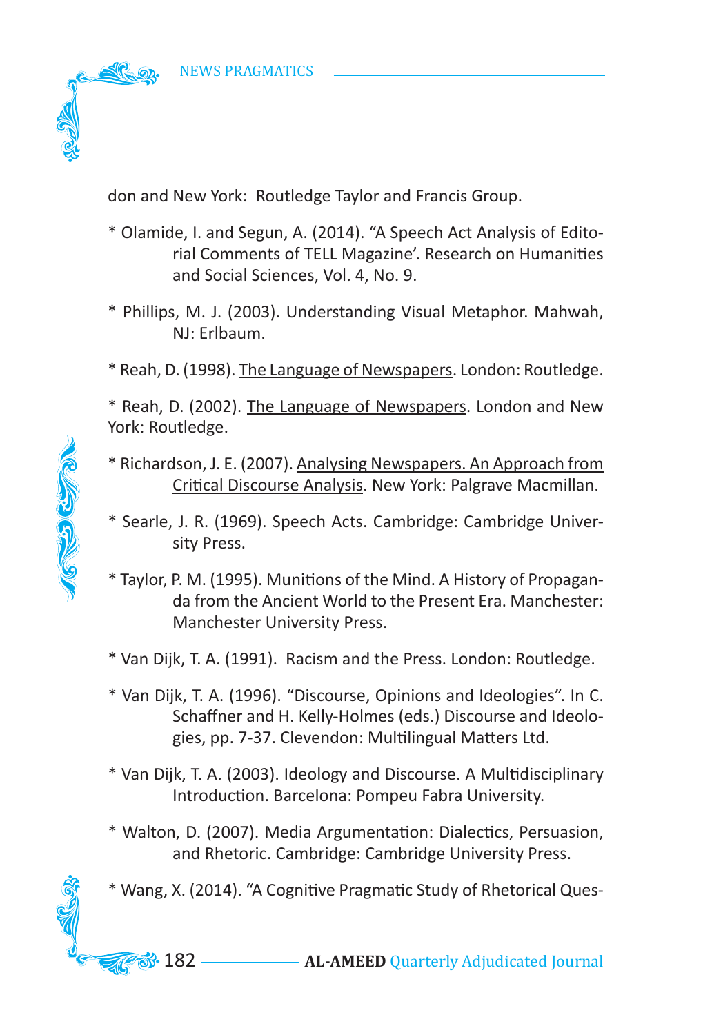don and New York: Routledge Taylor and Francis Group.

* Olamide, I. and Segun, A. (2014). "A Speech Act Analysis of Editorial Comments of TELL Magazine'. Research on Humanities and Social Sciences, Vol. 4, No. 9.

* Phillips, M. J. (2003). Understanding Visual Metaphor. Mahwah, NJ: Erlbaum.

* Reah, D. (1998). <u>The Language of Newspapers</u>. London: Routledge.

* Reah, D. (2002). <u>The Language of Newspapers</u>. London and New York: Routledge.

* Richardson, J. E. (2007). <u>Analysing Newspapers. An Approach from Critical Discourse Analysis</u>. New York: Palgrave Macmillan.

* Searle, J. R. (1969). Speech Acts. Cambridge: Cambridge University Press.

* Taylor, P. M. (1995). Munitions of the Mind. A History of Propaganda from the Ancient World to the Present Era. Manchester: Manchester University Press.

* Van Dijk, T. A. (1991). Racism and the Press. London: Routledge.

* Van Dijk, T. A. (1996). "Discourse, Opinions and Ideologies". In C. Schaffner and H. Kelly-Holmes (eds.) Discourse and Ideologies, pp. 7-37. Clevendon: Multilingual Matters Ltd.

* Van Dijk, T. A. (2003). Ideology and Discourse. A Multidisciplinary Introduction. Barcelona: Pompeu Fabra University.

* Walton, D. (2007). Media Argumentation: Dialectics, Persuasion, and Rhetoric. Cambridge: Cambridge University Press.

* Wang, X. (2014). "A Cognitive Pragmatic Study of Rhetorical Ques-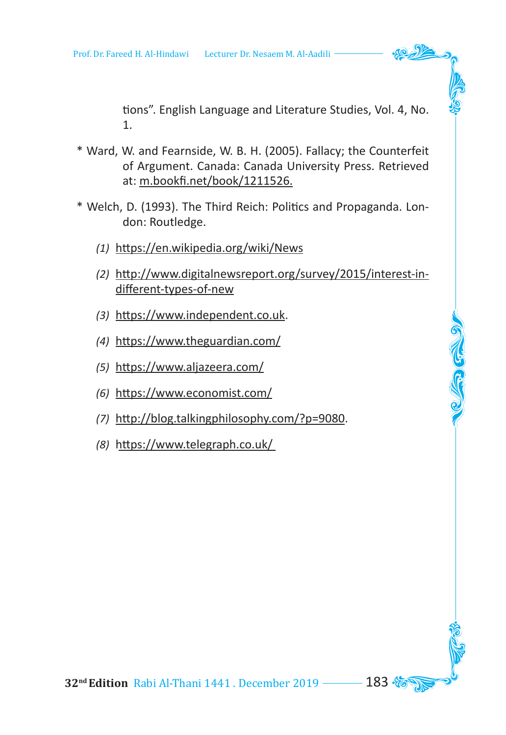tions". English Language and Literature Studies, Vol. 4, No. 1.

* Ward, W. and Fearnside, W. B. H. (2005). Fallacy; the Counterfeit of Argument. Canada: Canada University Press. Retrieved at: m.bookfi.net/book/1211526.

* Welch, D. (1993). The Third Reich: Politics and Propaganda. London: Routledge.

(1) https://en.wikipedia.org/wiki/News

(2) http://www.digitalnewsreport.org/survey/2015/interest-in-different-types-of-new

(3) https://www.independent.co.uk.

(4) https://www.theguardian.com/

(5) https://www.aljazeera.com/

(6) https://www.economist.com/

(7) http://blog.talkingphilosophy.com/?p=9080.

(8) https://www.telegraph.co.uk/